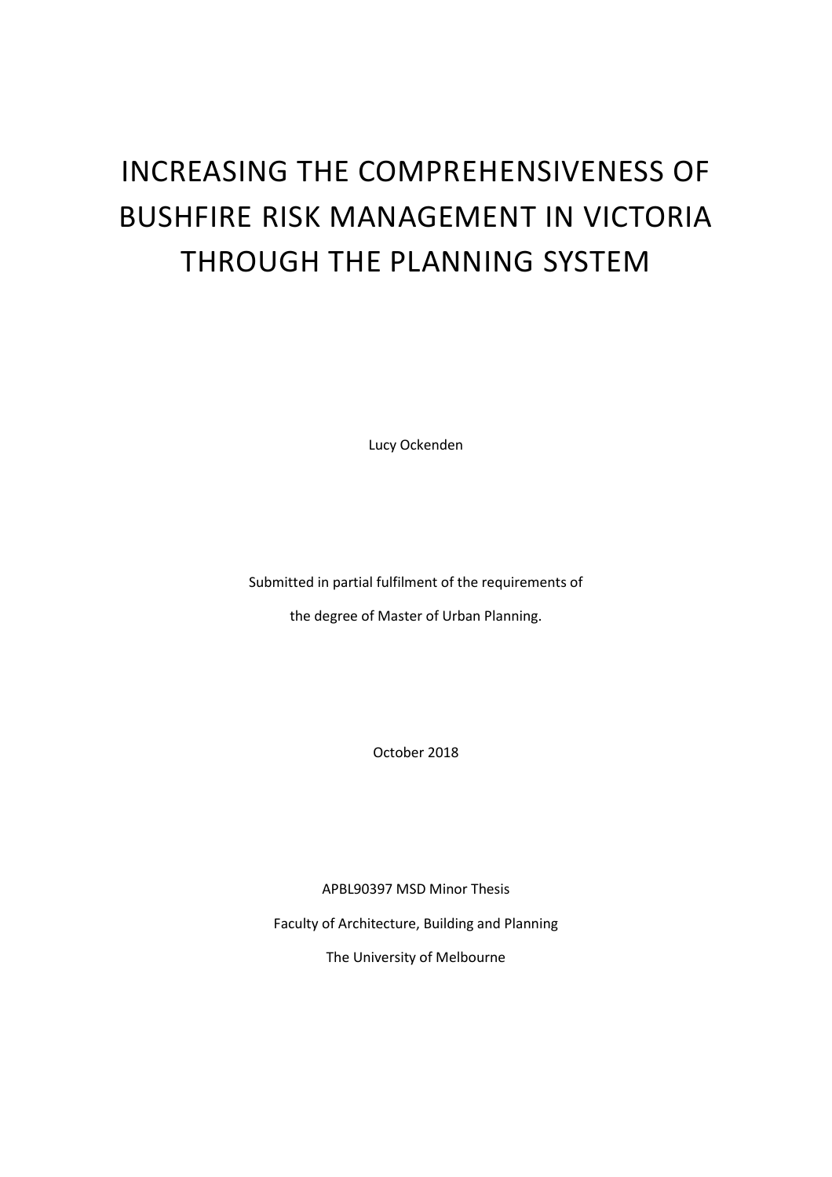# INCREASING THE COMPREHENSIVENESS OF BUSHFIRE RISK MANAGEMENT IN VICTORIA THROUGH THE PLANNING SYSTEM

Lucy Ockenden

Submitted in partial fulfilment of the requirements of

the degree of Master of Urban Planning.

October 2018

APBL90397 MSD Minor Thesis

Faculty of Architecture, Building and Planning

The University of Melbourne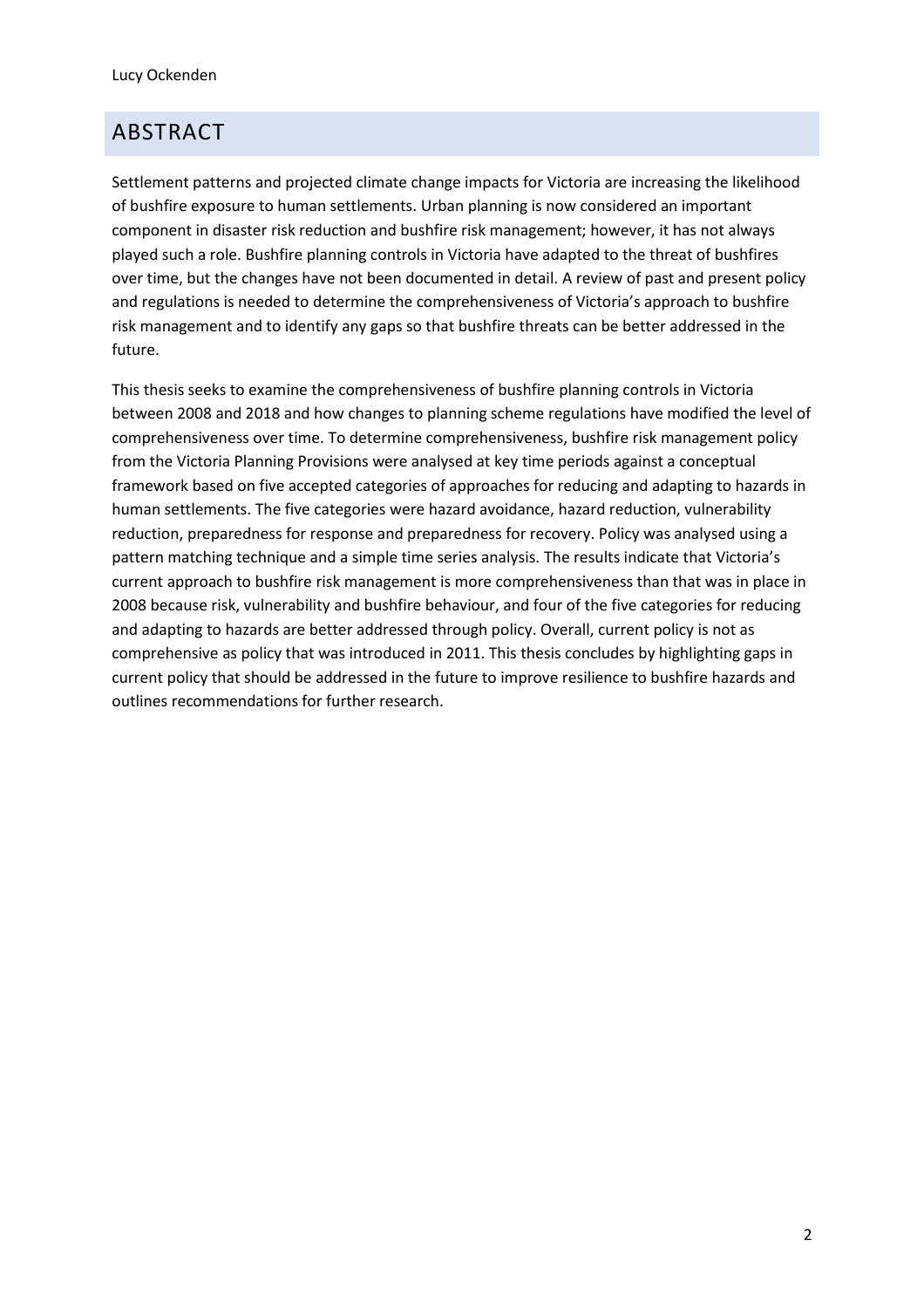## ABSTRACT

Settlement patterns and projected climate change impacts for Victoria are increasing the likelihood of bushfire exposure to human settlements. Urban planning is now considered an important component in disaster risk reduction and bushfire risk management; however, it has not always played such a role. Bushfire planning controls in Victoria have adapted to the threat of bushfires over time, but the changes have not been documented in detail. A review of past and present policy and regulations is needed to determine the comprehensiveness of Victoria's approach to bushfire risk management and to identify any gaps so that bushfire threats can be better addressed in the future.

This thesis seeks to examine the comprehensiveness of bushfire planning controls in Victoria between 2008 and 2018 and how changes to planning scheme regulations have modified the level of comprehensiveness over time. To determine comprehensiveness, bushfire risk management policy from the Victoria Planning Provisions were analysed at key time periods against a conceptual framework based on five accepted categories of approaches for reducing and adapting to hazards in human settlements. The five categories were hazard avoidance, hazard reduction, vulnerability reduction, preparedness for response and preparedness for recovery. Policy was analysed using a pattern matching technique and a simple time series analysis. The results indicate that Victoria's current approach to bushfire risk management is more comprehensiveness than that was in place in 2008 because risk, vulnerability and bushfire behaviour, and four of the five categories for reducing and adapting to hazards are better addressed through policy. Overall, current policy is not as comprehensive as policy that was introduced in 2011. This thesis concludes by highlighting gaps in current policy that should be addressed in the future to improve resilience to bushfire hazards and outlines recommendations for further research.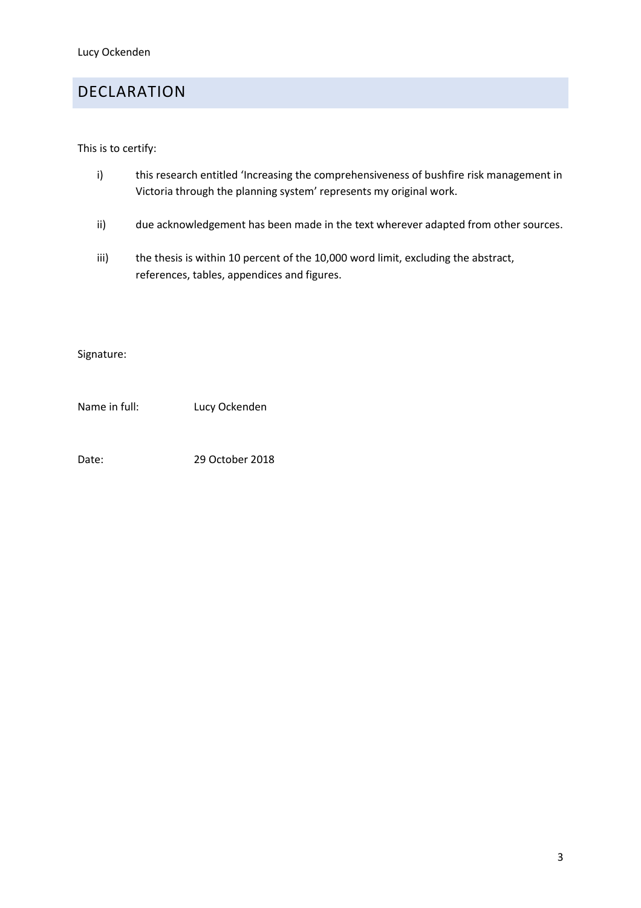# DECLARATION

This is to certify:

i) this research entitled 'Increasing the comprehensiveness of bushfire risk management in Victoria through the planning system' represents my original work.

ii) due acknowledgement has been made in the text wherever adapted from other sources.

iii) the thesis is within 10 percent of the 10,000 word limit, excluding the abstract, references, tables, appendices and figures.

Signature:

Name in full: Lucy Ockenden

Date: 29 October 2018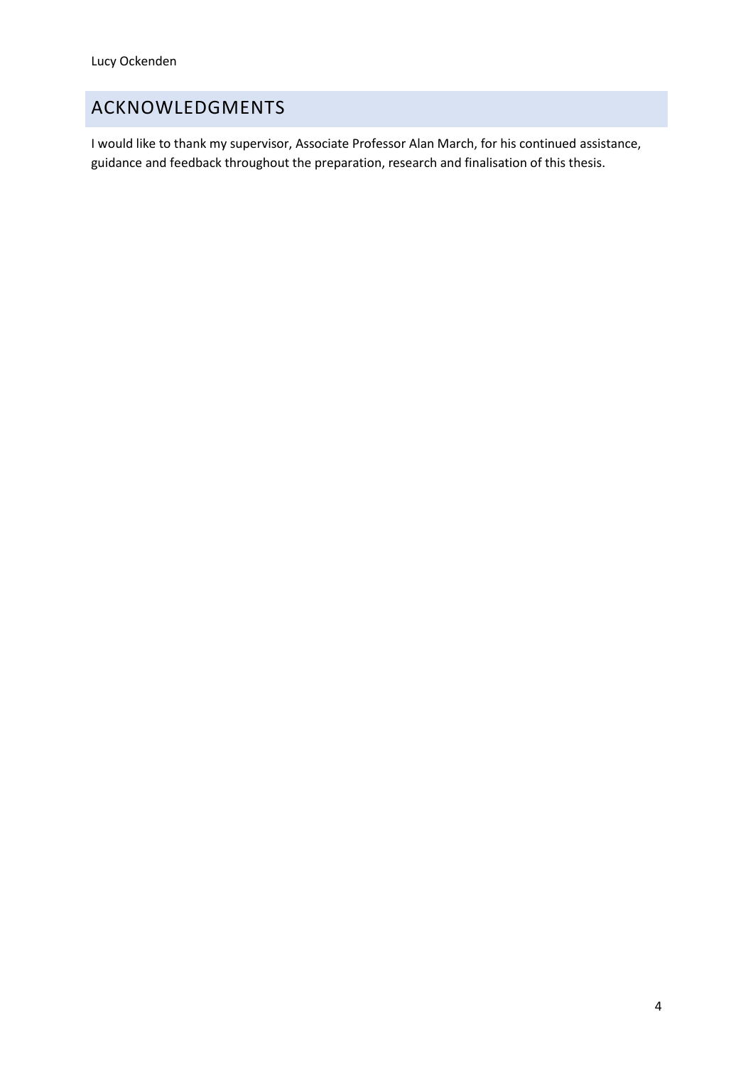# ACKNOWLEDGMENTS

I would like to thank my supervisor, Associate Professor Alan March, for his continued assistance, guidance and feedback throughout the preparation, research and finalisation of this thesis.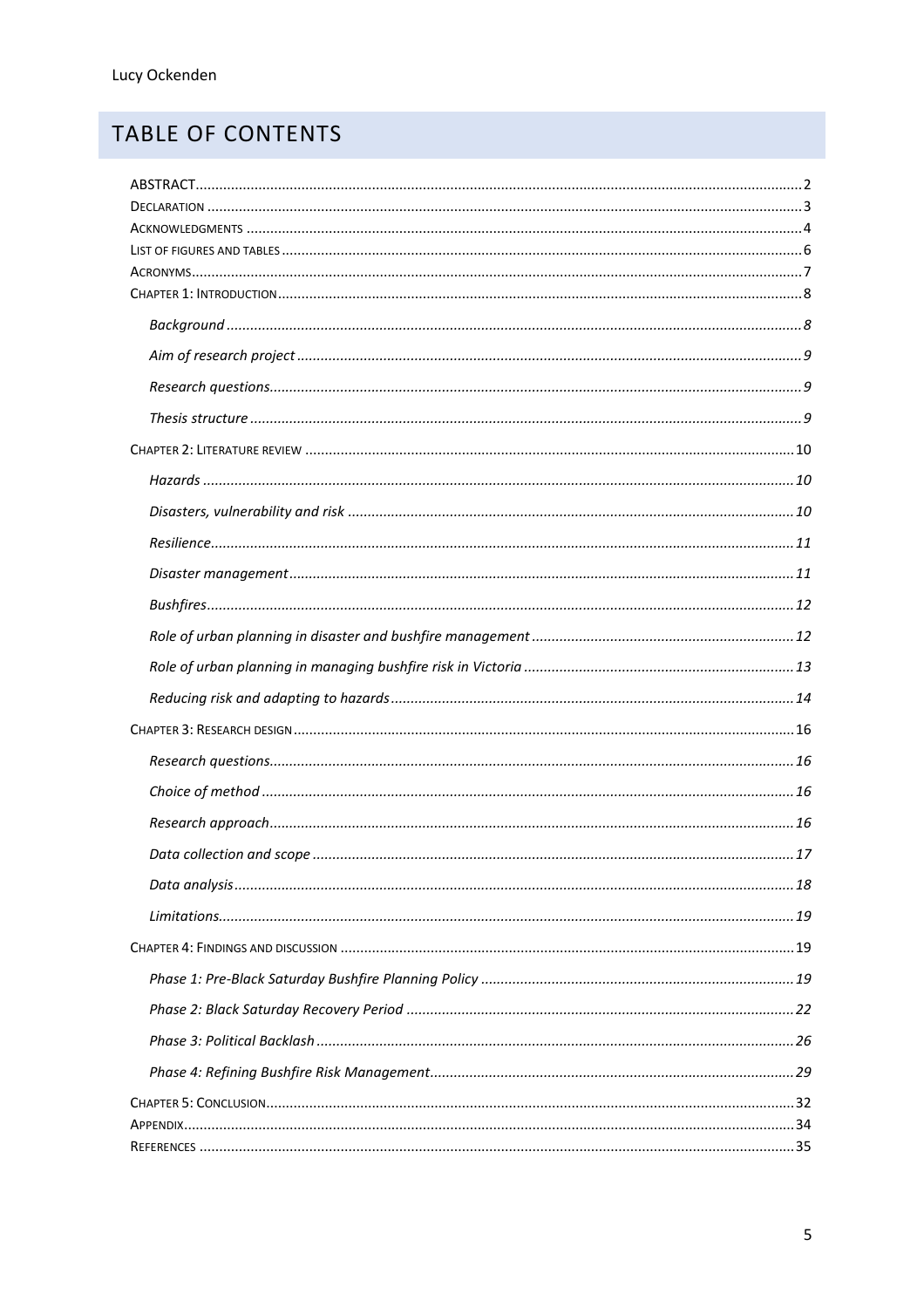## TABLE OF CONTENTS

ABSTRACT .......... 2
DECLARATION .......... 3
ACKNOWLEDGMENTS .......... 4
LIST OF FIGURES AND TABLES .......... 6
ACRONYMS .......... 7
CHAPTER 1: INTRODUCTION .......... 8
- *Background* .......... 8
- *Aim of research project* .......... 9
- *Research questions* .......... 9
- *Thesis structure* .......... 9

CHAPTER 2: LITERATURE REVIEW .......... 10
- *Hazards* .......... 10
- *Disasters, vulnerability and risk* .......... 10
- *Resilience* .......... 11
- *Disaster management* .......... 11
- *Bushfires* .......... 12
- *Role of urban planning in disaster and bushfire management* .......... 12
- *Role of urban planning in managing bushfire risk in Victoria* .......... 13
- *Reducing risk and adapting to hazards* .......... 14

CHAPTER 3: RESEARCH DESIGN .......... 16
- *Research questions* .......... 16
- *Choice of method* .......... 16
- *Research approach* .......... 16
- *Data collection and scope* .......... 17
- *Data analysis* .......... 18
- *Limitations* .......... 19

CHAPTER 4: FINDINGS AND DISCUSSION .......... 19
- *Phase 1: Pre-Black Saturday Bushfire Planning Policy* .......... 19
- *Phase 2: Black Saturday Recovery Period* .......... 22
- *Phase 3: Political Backlash* .......... 26
- *Phase 4: Refining Bushfire Risk Management* .......... 29

CHAPTER 5: CONCLUSION .......... 32
APPENDIX .......... 34
REFERENCES .......... 35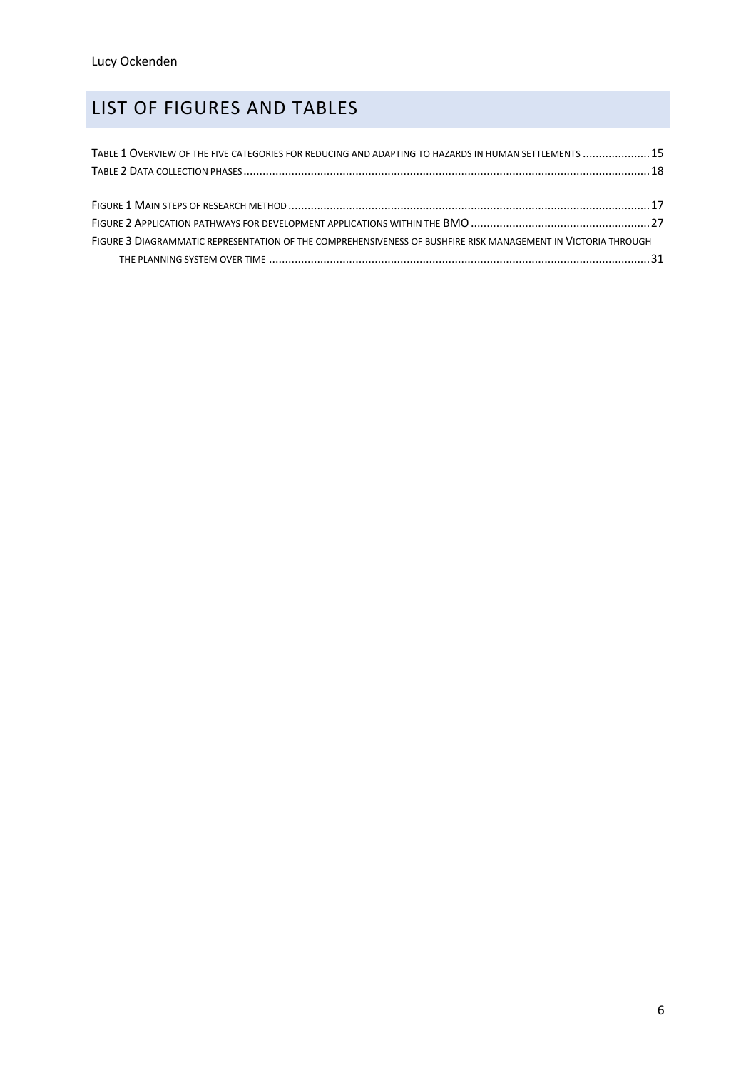# LIST OF FIGURES AND TABLES

Table 1 Overview of the five categories for reducing and adapting to hazards in human settlements ..................... 15
Table 2 Data collection phases .............................................................................................................................. 18

Figure 1 Main steps of research method ................................................................................................................ 17
Figure 2 Application pathways for development applications within the BMO ........................................................ 27
Figure 3 Diagrammatic representation of the comprehensiveness of bushfire risk management in Victoria through the planning system over time ...................................................................................................................... 31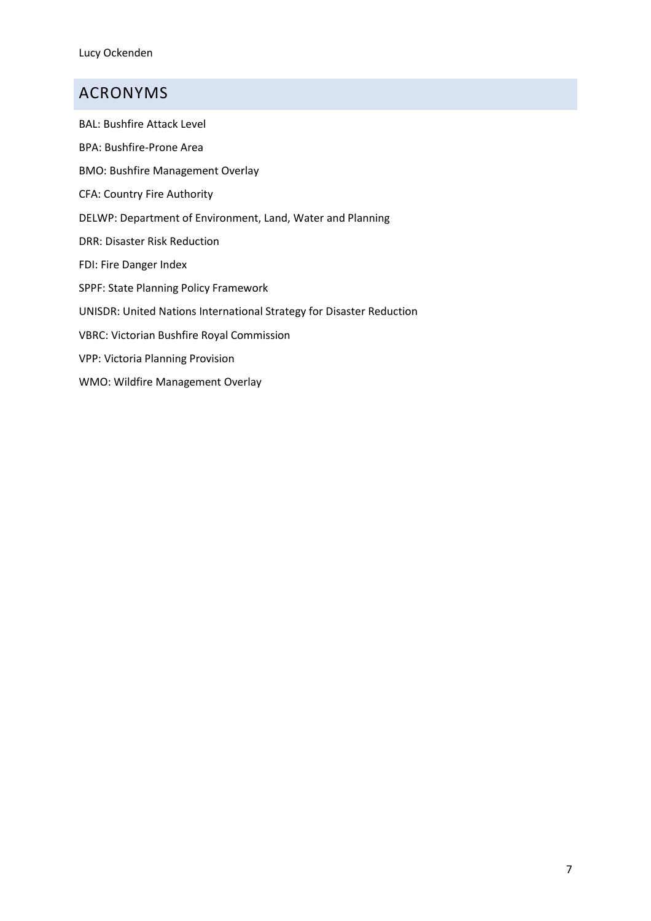## ACRONYMS

BAL: Bushfire Attack Level

BPA: Bushfire-Prone Area

BMO: Bushfire Management Overlay

CFA: Country Fire Authority

DELWP: Department of Environment, Land, Water and Planning

DRR: Disaster Risk Reduction

FDI: Fire Danger Index

SPPF: State Planning Policy Framework

UNISDR: United Nations International Strategy for Disaster Reduction

VBRC: Victorian Bushfire Royal Commission

VPP: Victoria Planning Provision

WMO: Wildfire Management Overlay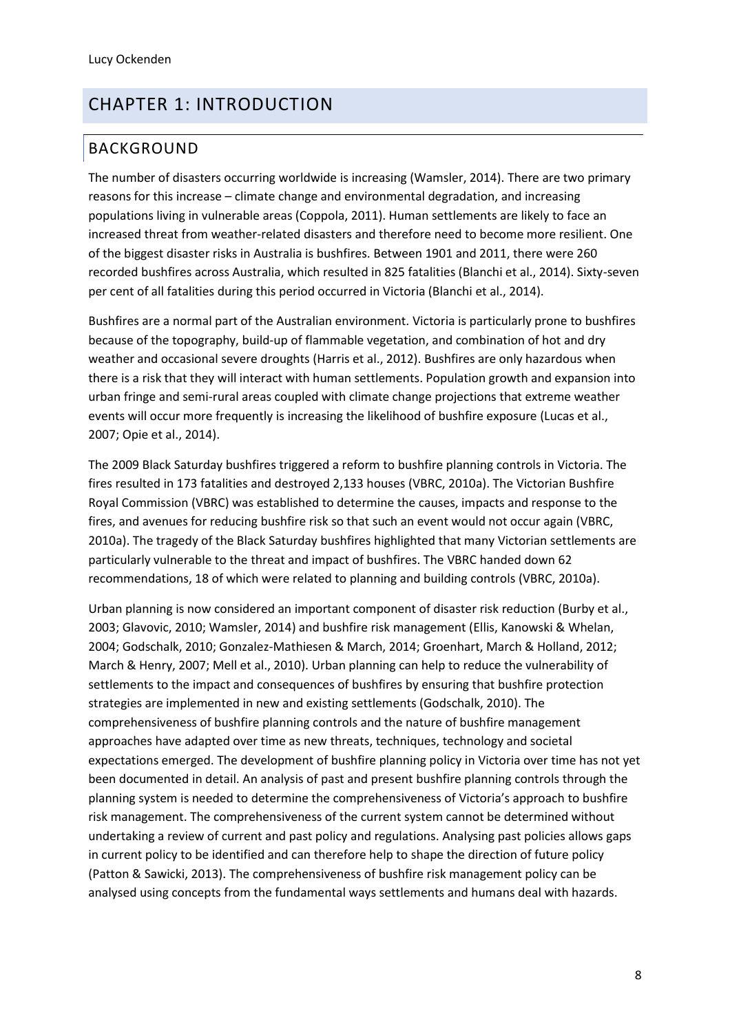# CHAPTER 1: INTRODUCTION

## BACKGROUND

The number of disasters occurring worldwide is increasing (Wamsler, 2014). There are two primary reasons for this increase – climate change and environmental degradation, and increasing populations living in vulnerable areas (Coppola, 2011). Human settlements are likely to face an increased threat from weather-related disasters and therefore need to become more resilient. One of the biggest disaster risks in Australia is bushfires. Between 1901 and 2011, there were 260 recorded bushfires across Australia, which resulted in 825 fatalities (Blanchi et al., 2014). Sixty-seven per cent of all fatalities during this period occurred in Victoria (Blanchi et al., 2014).

Bushfires are a normal part of the Australian environment. Victoria is particularly prone to bushfires because of the topography, build-up of flammable vegetation, and combination of hot and dry weather and occasional severe droughts (Harris et al., 2012). Bushfires are only hazardous when there is a risk that they will interact with human settlements. Population growth and expansion into urban fringe and semi-rural areas coupled with climate change projections that extreme weather events will occur more frequently is increasing the likelihood of bushfire exposure (Lucas et al., 2007; Opie et al., 2014).

The 2009 Black Saturday bushfires triggered a reform to bushfire planning controls in Victoria. The fires resulted in 173 fatalities and destroyed 2,133 houses (VBRC, 2010a). The Victorian Bushfire Royal Commission (VBRC) was established to determine the causes, impacts and response to the fires, and avenues for reducing bushfire risk so that such an event would not occur again (VBRC, 2010a). The tragedy of the Black Saturday bushfires highlighted that many Victorian settlements are particularly vulnerable to the threat and impact of bushfires. The VBRC handed down 62 recommendations, 18 of which were related to planning and building controls (VBRC, 2010a).

Urban planning is now considered an important component of disaster risk reduction (Burby et al., 2003; Glavovic, 2010; Wamsler, 2014) and bushfire risk management (Ellis, Kanowski & Whelan, 2004; Godschalk, 2010; Gonzalez-Mathiesen & March, 2014; Groenhart, March & Holland, 2012; March & Henry, 2007; Mell et al., 2010). Urban planning can help to reduce the vulnerability of settlements to the impact and consequences of bushfires by ensuring that bushfire protection strategies are implemented in new and existing settlements (Godschalk, 2010). The comprehensiveness of bushfire planning controls and the nature of bushfire management approaches have adapted over time as new threats, techniques, technology and societal expectations emerged. The development of bushfire planning policy in Victoria over time has not yet been documented in detail. An analysis of past and present bushfire planning controls through the planning system is needed to determine the comprehensiveness of Victoria's approach to bushfire risk management. The comprehensiveness of the current system cannot be determined without undertaking a review of current and past policy and regulations. Analysing past policies allows gaps in current policy to be identified and can therefore help to shape the direction of future policy (Patton & Sawicki, 2013). The comprehensiveness of bushfire risk management policy can be analysed using concepts from the fundamental ways settlements and humans deal with hazards.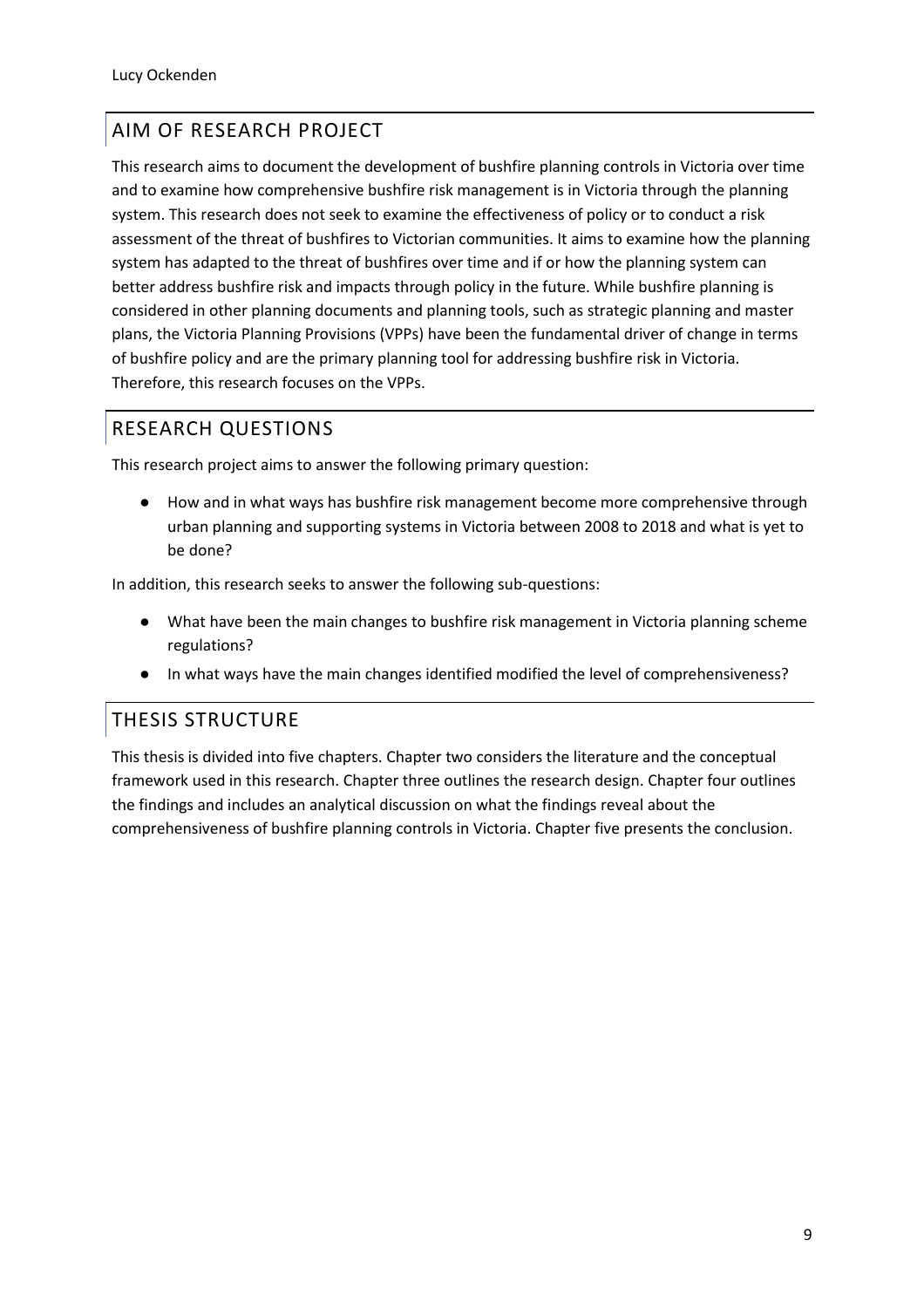## AIM OF RESEARCH PROJECT

This research aims to document the development of bushfire planning controls in Victoria over time and to examine how comprehensive bushfire risk management is in Victoria through the planning system. This research does not seek to examine the effectiveness of policy or to conduct a risk assessment of the threat of bushfires to Victorian communities. It aims to examine how the planning system has adapted to the threat of bushfires over time and if or how the planning system can better address bushfire risk and impacts through policy in the future. While bushfire planning is considered in other planning documents and planning tools, such as strategic planning and master plans, the Victoria Planning Provisions (VPPs) have been the fundamental driver of change in terms of bushfire policy and are the primary planning tool for addressing bushfire risk in Victoria. Therefore, this research focuses on the VPPs.

## RESEARCH QUESTIONS

This research project aims to answer the following primary question:

- How and in what ways has bushfire risk management become more comprehensive through urban planning and supporting systems in Victoria between 2008 to 2018 and what is yet to be done?

In addition, this research seeks to answer the following sub-questions:

- What have been the main changes to bushfire risk management in Victoria planning scheme regulations?
- In what ways have the main changes identified modified the level of comprehensiveness?

## THESIS STRUCTURE

This thesis is divided into five chapters. Chapter two considers the literature and the conceptual framework used in this research. Chapter three outlines the research design. Chapter four outlines the findings and includes an analytical discussion on what the findings reveal about the comprehensiveness of bushfire planning controls in Victoria. Chapter five presents the conclusion.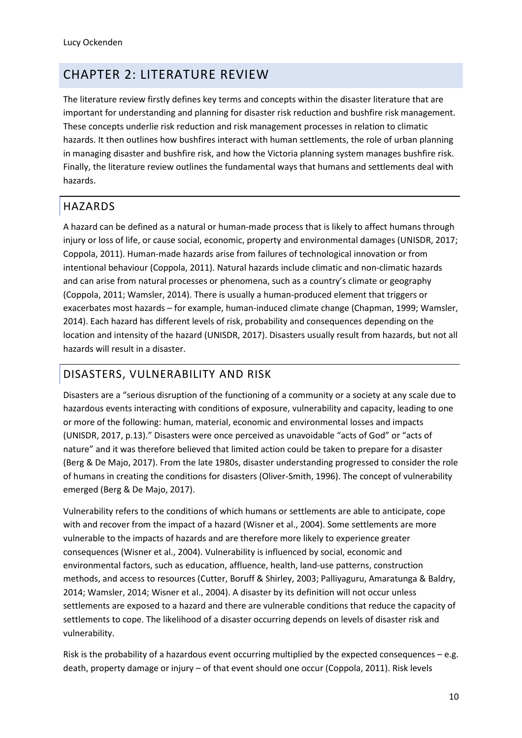# CHAPTER 2: LITERATURE REVIEW

The literature review firstly defines key terms and concepts within the disaster literature that are important for understanding and planning for disaster risk reduction and bushfire risk management. These concepts underlie risk reduction and risk management processes in relation to climatic hazards. It then outlines how bushfires interact with human settlements, the role of urban planning in managing disaster and bushfire risk, and how the Victoria planning system manages bushfire risk. Finally, the literature review outlines the fundamental ways that humans and settlements deal with hazards.

## HAZARDS

A hazard can be defined as a natural or human-made process that is likely to affect humans through injury or loss of life, or cause social, economic, property and environmental damages (UNISDR, 2017; Coppola, 2011). Human-made hazards arise from failures of technological innovation or from intentional behaviour (Coppola, 2011). Natural hazards include climatic and non-climatic hazards and can arise from natural processes or phenomena, such as a country's climate or geography (Coppola, 2011; Wamsler, 2014). There is usually a human-produced element that triggers or exacerbates most hazards – for example, human-induced climate change (Chapman, 1999; Wamsler, 2014). Each hazard has different levels of risk, probability and consequences depending on the location and intensity of the hazard (UNISDR, 2017). Disasters usually result from hazards, but not all hazards will result in a disaster.

## DISASTERS, VULNERABILITY AND RISK

Disasters are a "serious disruption of the functioning of a community or a society at any scale due to hazardous events interacting with conditions of exposure, vulnerability and capacity, leading to one or more of the following: human, material, economic and environmental losses and impacts (UNISDR, 2017, p.13)." Disasters were once perceived as unavoidable "acts of God" or "acts of nature" and it was therefore believed that limited action could be taken to prepare for a disaster (Berg & De Majo, 2017). From the late 1980s, disaster understanding progressed to consider the role of humans in creating the conditions for disasters (Oliver-Smith, 1996). The concept of vulnerability emerged (Berg & De Majo, 2017).

Vulnerability refers to the conditions of which humans or settlements are able to anticipate, cope with and recover from the impact of a hazard (Wisner et al., 2004). Some settlements are more vulnerable to the impacts of hazards and are therefore more likely to experience greater consequences (Wisner et al., 2004). Vulnerability is influenced by social, economic and environmental factors, such as education, affluence, health, land-use patterns, construction methods, and access to resources (Cutter, Boruff & Shirley, 2003; Palliyaguru, Amaratunga & Baldry, 2014; Wamsler, 2014; Wisner et al., 2004). A disaster by its definition will not occur unless settlements are exposed to a hazard and there are vulnerable conditions that reduce the capacity of settlements to cope. The likelihood of a disaster occurring depends on levels of disaster risk and vulnerability.

Risk is the probability of a hazardous event occurring multiplied by the expected consequences – e.g. death, property damage or injury – of that event should one occur (Coppola, 2011). Risk levels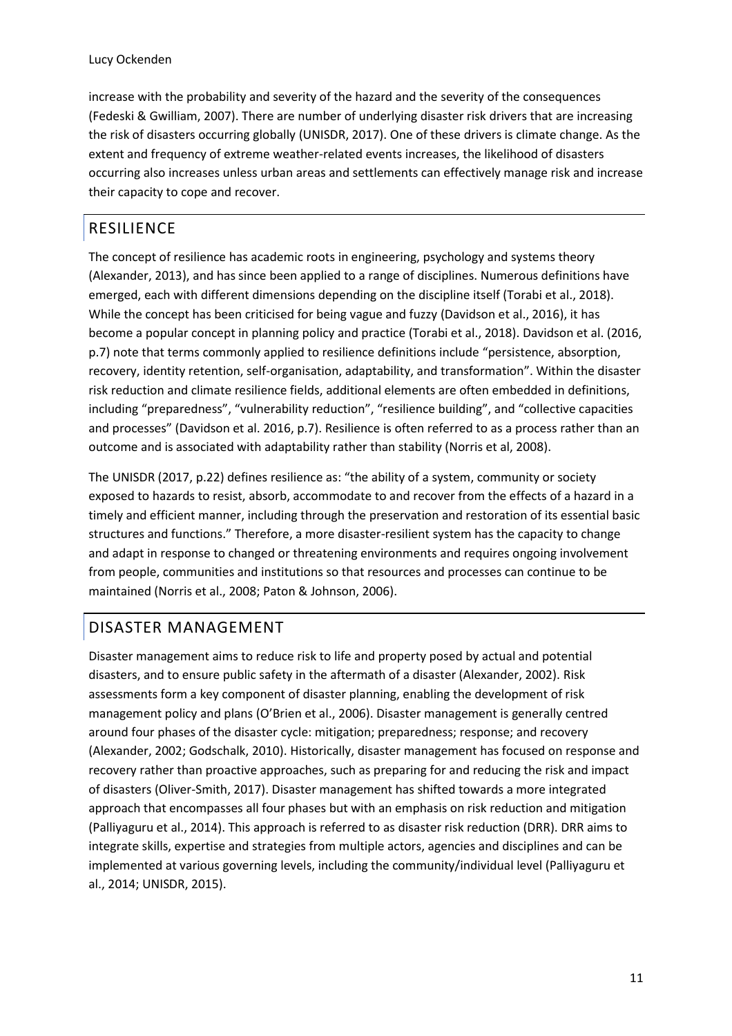increase with the probability and severity of the hazard and the severity of the consequences (Fedeski & Gwilliam, 2007). There are number of underlying disaster risk drivers that are increasing the risk of disasters occurring globally (UNISDR, 2017). One of these drivers is climate change. As the extent and frequency of extreme weather-related events increases, the likelihood of disasters occurring also increases unless urban areas and settlements can effectively manage risk and increase their capacity to cope and recover.

## RESILIENCE

The concept of resilience has academic roots in engineering, psychology and systems theory (Alexander, 2013), and has since been applied to a range of disciplines. Numerous definitions have emerged, each with different dimensions depending on the discipline itself (Torabi et al., 2018). While the concept has been criticised for being vague and fuzzy (Davidson et al., 2016), it has become a popular concept in planning policy and practice (Torabi et al., 2018). Davidson et al. (2016, p.7) note that terms commonly applied to resilience definitions include "persistence, absorption, recovery, identity retention, self-organisation, adaptability, and transformation". Within the disaster risk reduction and climate resilience fields, additional elements are often embedded in definitions, including "preparedness", "vulnerability reduction", "resilience building", and "collective capacities and processes" (Davidson et al. 2016, p.7). Resilience is often referred to as a process rather than an outcome and is associated with adaptability rather than stability (Norris et al, 2008).

The UNISDR (2017, p.22) defines resilience as: "the ability of a system, community or society exposed to hazards to resist, absorb, accommodate to and recover from the effects of a hazard in a timely and efficient manner, including through the preservation and restoration of its essential basic structures and functions." Therefore, a more disaster-resilient system has the capacity to change and adapt in response to changed or threatening environments and requires ongoing involvement from people, communities and institutions so that resources and processes can continue to be maintained (Norris et al., 2008; Paton & Johnson, 2006).

## DISASTER MANAGEMENT

Disaster management aims to reduce risk to life and property posed by actual and potential disasters, and to ensure public safety in the aftermath of a disaster (Alexander, 2002). Risk assessments form a key component of disaster planning, enabling the development of risk management policy and plans (O'Brien et al., 2006). Disaster management is generally centred around four phases of the disaster cycle: mitigation; preparedness; response; and recovery (Alexander, 2002; Godschalk, 2010). Historically, disaster management has focused on response and recovery rather than proactive approaches, such as preparing for and reducing the risk and impact of disasters (Oliver-Smith, 2017). Disaster management has shifted towards a more integrated approach that encompasses all four phases but with an emphasis on risk reduction and mitigation (Palliyaguru et al., 2014). This approach is referred to as disaster risk reduction (DRR). DRR aims to integrate skills, expertise and strategies from multiple actors, agencies and disciplines and can be implemented at various governing levels, including the community/individual level (Palliyaguru et al., 2014; UNISDR, 2015).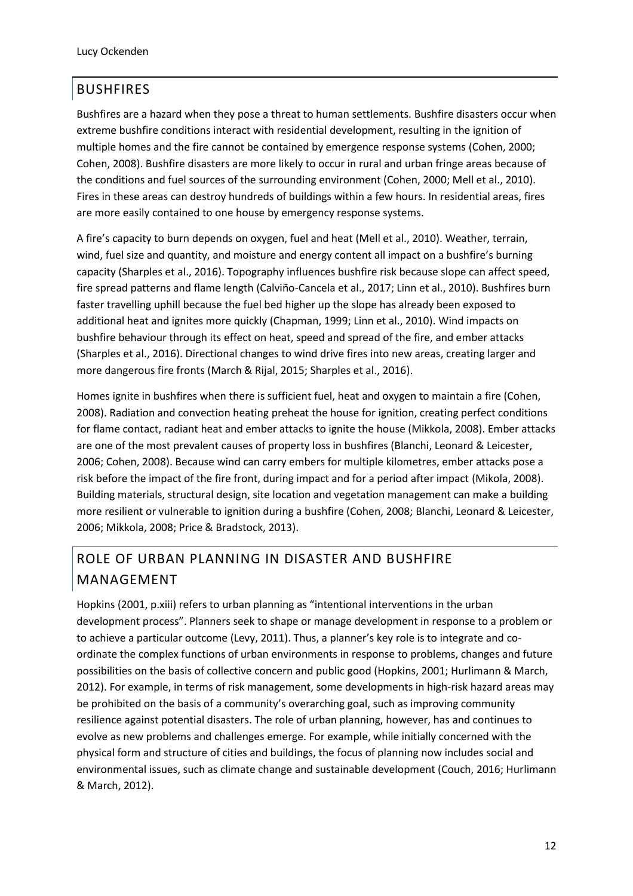## BUSHFIRES

Bushfires are a hazard when they pose a threat to human settlements. Bushfire disasters occur when extreme bushfire conditions interact with residential development, resulting in the ignition of multiple homes and the fire cannot be contained by emergence response systems (Cohen, 2000; Cohen, 2008). Bushfire disasters are more likely to occur in rural and urban fringe areas because of the conditions and fuel sources of the surrounding environment (Cohen, 2000; Mell et al., 2010). Fires in these areas can destroy hundreds of buildings within a few hours. In residential areas, fires are more easily contained to one house by emergency response systems.

A fire's capacity to burn depends on oxygen, fuel and heat (Mell et al., 2010). Weather, terrain, wind, fuel size and quantity, and moisture and energy content all impact on a bushfire's burning capacity (Sharples et al., 2016). Topography influences bushfire risk because slope can affect speed, fire spread patterns and flame length (Calviño-Cancela et al., 2017; Linn et al., 2010). Bushfires burn faster travelling uphill because the fuel bed higher up the slope has already been exposed to additional heat and ignites more quickly (Chapman, 1999; Linn et al., 2010). Wind impacts on bushfire behaviour through its effect on heat, speed and spread of the fire, and ember attacks (Sharples et al., 2016). Directional changes to wind drive fires into new areas, creating larger and more dangerous fire fronts (March & Rijal, 2015; Sharples et al., 2016).

Homes ignite in bushfires when there is sufficient fuel, heat and oxygen to maintain a fire (Cohen, 2008). Radiation and convection heating preheat the house for ignition, creating perfect conditions for flame contact, radiant heat and ember attacks to ignite the house (Mikkola, 2008). Ember attacks are one of the most prevalent causes of property loss in bushfires (Blanchi, Leonard & Leicester, 2006; Cohen, 2008). Because wind can carry embers for multiple kilometres, ember attacks pose a risk before the impact of the fire front, during impact and for a period after impact (Mikola, 2008). Building materials, structural design, site location and vegetation management can make a building more resilient or vulnerable to ignition during a bushfire (Cohen, 2008; Blanchi, Leonard & Leicester, 2006; Mikkola, 2008; Price & Bradstock, 2013).

## ROLE OF URBAN PLANNING IN DISASTER AND BUSHFIRE MANAGEMENT

Hopkins (2001, p.xiii) refers to urban planning as "intentional interventions in the urban development process". Planners seek to shape or manage development in response to a problem or to achieve a particular outcome (Levy, 2011). Thus, a planner's key role is to integrate and co-ordinate the complex functions of urban environments in response to problems, changes and future possibilities on the basis of collective concern and public good (Hopkins, 2001; Hurlimann & March, 2012). For example, in terms of risk management, some developments in high-risk hazard areas may be prohibited on the basis of a community's overarching goal, such as improving community resilience against potential disasters. The role of urban planning, however, has and continues to evolve as new problems and challenges emerge. For example, while initially concerned with the physical form and structure of cities and buildings, the focus of planning now includes social and environmental issues, such as climate change and sustainable development (Couch, 2016; Hurlimann & March, 2012).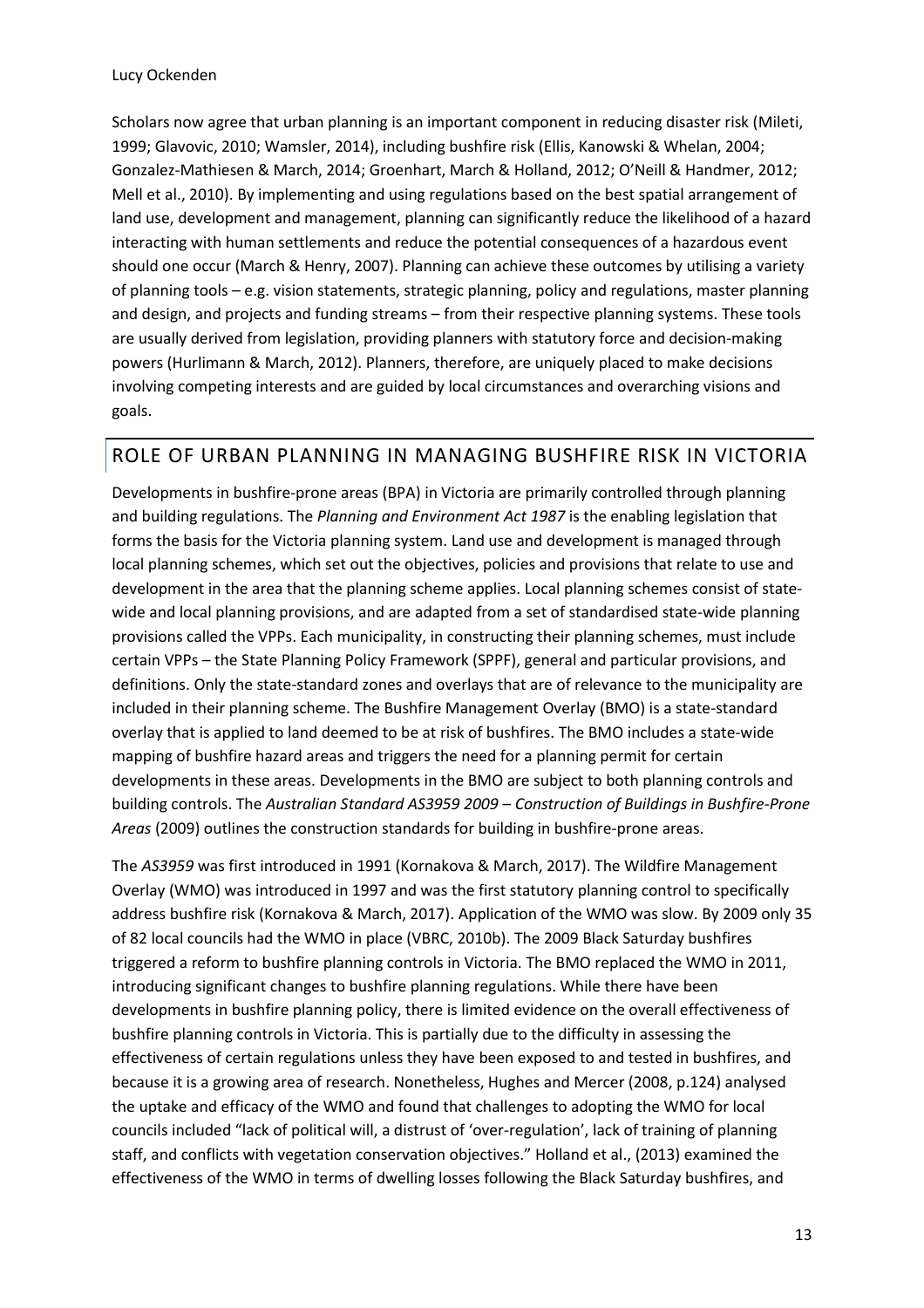Scholars now agree that urban planning is an important component in reducing disaster risk (Mileti, 1999; Glavovic, 2010; Wamsler, 2014), including bushfire risk (Ellis, Kanowski & Whelan, 2004; Gonzalez-Mathiesen & March, 2014; Groenhart, March & Holland, 2012; O'Neill & Handmer, 2012; Mell et al., 2010). By implementing and using regulations based on the best spatial arrangement of land use, development and management, planning can significantly reduce the likelihood of a hazard interacting with human settlements and reduce the potential consequences of a hazardous event should one occur (March & Henry, 2007). Planning can achieve these outcomes by utilising a variety of planning tools – e.g. vision statements, strategic planning, policy and regulations, master planning and design, and projects and funding streams – from their respective planning systems. These tools are usually derived from legislation, providing planners with statutory force and decision-making powers (Hurlimann & March, 2012). Planners, therefore, are uniquely placed to make decisions involving competing interests and are guided by local circumstances and overarching visions and goals.

## ROLE OF URBAN PLANNING IN MANAGING BUSHFIRE RISK IN VICTORIA

Developments in bushfire-prone areas (BPA) in Victoria are primarily controlled through planning and building regulations. The *Planning and Environment Act 1987* is the enabling legislation that forms the basis for the Victoria planning system. Land use and development is managed through local planning schemes, which set out the objectives, policies and provisions that relate to use and development in the area that the planning scheme applies. Local planning schemes consist of state-wide and local planning provisions, and are adapted from a set of standardised state-wide planning provisions called the VPPs. Each municipality, in constructing their planning schemes, must include certain VPPs – the State Planning Policy Framework (SPPF), general and particular provisions, and definitions. Only the state-standard zones and overlays that are of relevance to the municipality are included in their planning scheme. The Bushfire Management Overlay (BMO) is a state-standard overlay that is applied to land deemed to be at risk of bushfires. The BMO includes a state-wide mapping of bushfire hazard areas and triggers the need for a planning permit for certain developments in these areas. Developments in the BMO are subject to both planning controls and building controls. The *Australian Standard AS3959 2009 – Construction of Buildings in Bushfire-Prone Areas* (2009) outlines the construction standards for building in bushfire-prone areas.

The *AS3959* was first introduced in 1991 (Kornakova & March, 2017). The Wildfire Management Overlay (WMO) was introduced in 1997 and was the first statutory planning control to specifically address bushfire risk (Kornakova & March, 2017). Application of the WMO was slow. By 2009 only 35 of 82 local councils had the WMO in place (VBRC, 2010b). The 2009 Black Saturday bushfires triggered a reform to bushfire planning controls in Victoria. The BMO replaced the WMO in 2011, introducing significant changes to bushfire planning regulations. While there have been developments in bushfire planning policy, there is limited evidence on the overall effectiveness of bushfire planning controls in Victoria. This is partially due to the difficulty in assessing the effectiveness of certain regulations unless they have been exposed to and tested in bushfires, and because it is a growing area of research. Nonetheless, Hughes and Mercer (2008, p.124) analysed the uptake and efficacy of the WMO and found that challenges to adopting the WMO for local councils included "lack of political will, a distrust of 'over-regulation', lack of training of planning staff, and conflicts with vegetation conservation objectives." Holland et al., (2013) examined the effectiveness of the WMO in terms of dwelling losses following the Black Saturday bushfires, and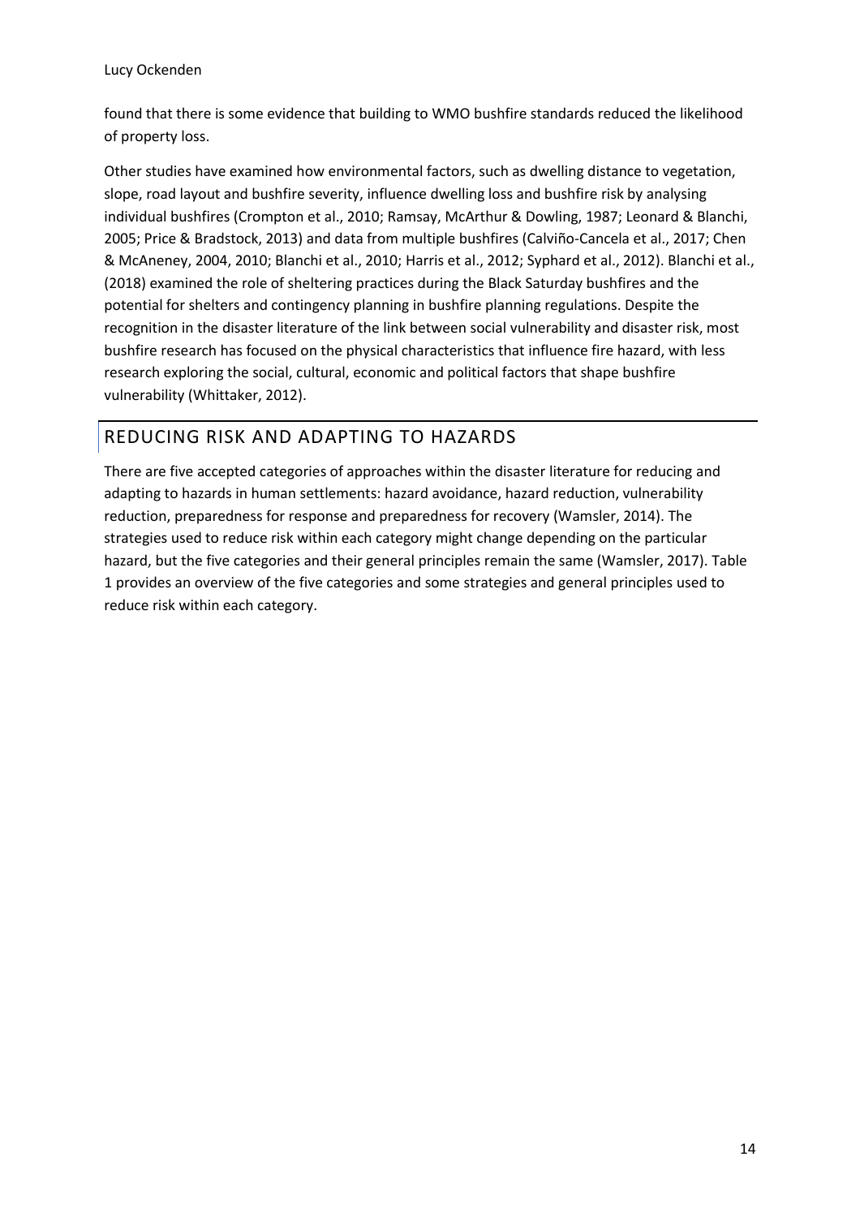found that there is some evidence that building to WMO bushfire standards reduced the likelihood of property loss.

Other studies have examined how environmental factors, such as dwelling distance to vegetation, slope, road layout and bushfire severity, influence dwelling loss and bushfire risk by analysing individual bushfires (Crompton et al., 2010; Ramsay, McArthur & Dowling, 1987; Leonard & Blanchi, 2005; Price & Bradstock, 2013) and data from multiple bushfires (Calviño-Cancela et al., 2017; Chen & McAneney, 2004, 2010; Blanchi et al., 2010; Harris et al., 2012; Syphard et al., 2012). Blanchi et al., (2018) examined the role of sheltering practices during the Black Saturday bushfires and the potential for shelters and contingency planning in bushfire planning regulations. Despite the recognition in the disaster literature of the link between social vulnerability and disaster risk, most bushfire research has focused on the physical characteristics that influence fire hazard, with less research exploring the social, cultural, economic and political factors that shape bushfire vulnerability (Whittaker, 2012).

## REDUCING RISK AND ADAPTING TO HAZARDS

There are five accepted categories of approaches within the disaster literature for reducing and adapting to hazards in human settlements: hazard avoidance, hazard reduction, vulnerability reduction, preparedness for response and preparedness for recovery (Wamsler, 2014). The strategies used to reduce risk within each category might change depending on the particular hazard, but the five categories and their general principles remain the same (Wamsler, 2017). Table 1 provides an overview of the five categories and some strategies and general principles used to reduce risk within each category.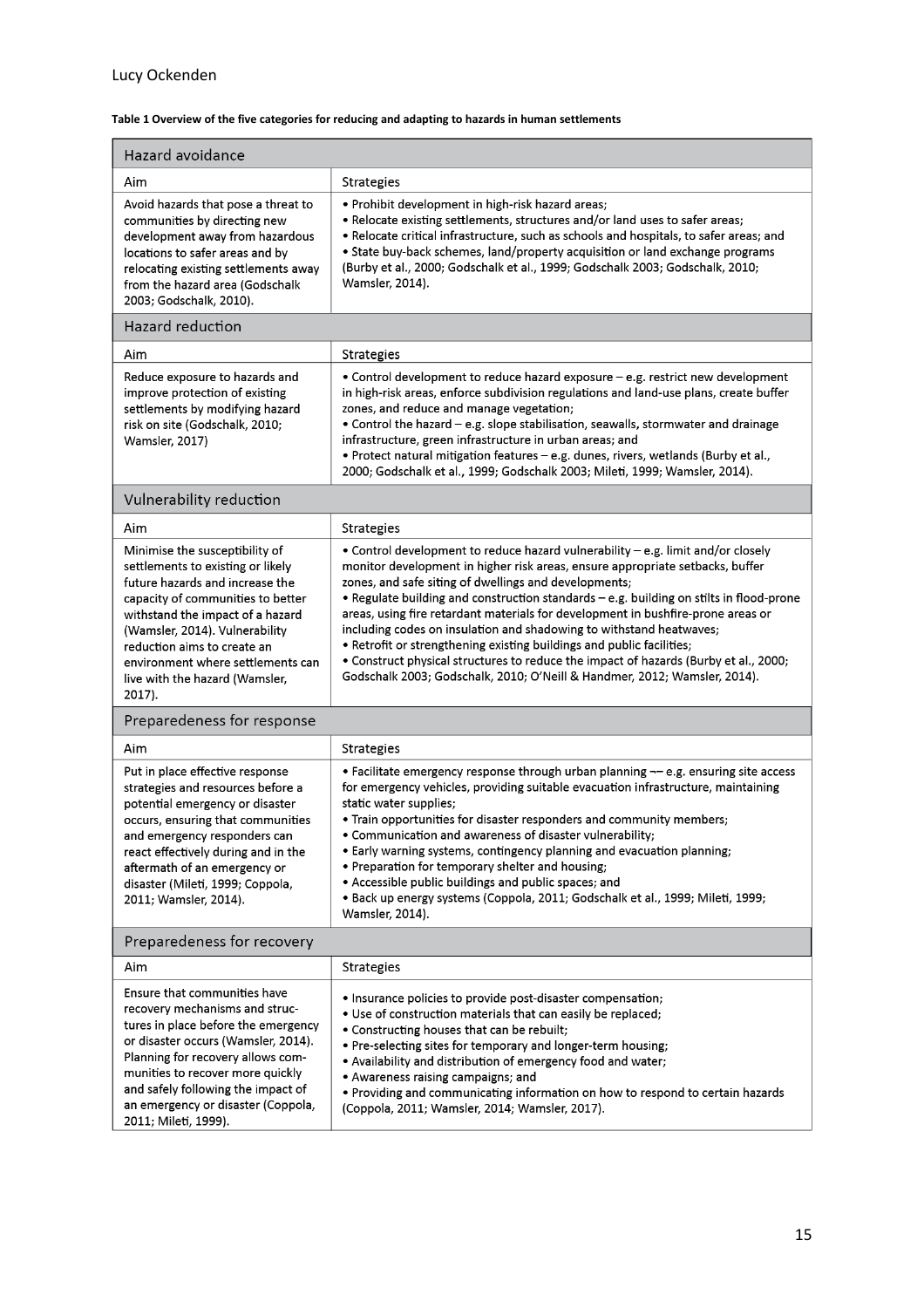**Table 1 Overview of the five categories for reducing and adapting to hazards in human settlements**

| Aim | Strategies |
|---|---|
| **Hazard avoidance** | |
| Avoid hazards that pose a threat to communities by directing new development away from hazardous locations to safer areas and by relocating existing settlements away from the hazard area (Godschalk 2003; Godschalk, 2010). | • Prohibit development in high-risk hazard areas;<br>• Relocate existing settlements, structures and/or land uses to safer areas;<br>• Relocate critical infrastructure, such as schools and hospitals, to safer areas; and<br>• State buy-back schemes, land/property acquisition or land exchange programs (Burby et al., 2000; Godschalk et al., 1999; Godschalk 2003; Godschalk, 2010; Wamsler, 2014). |
| **Hazard reduction** | |
| Reduce exposure to hazards and improve protection of existing settlements by modifying hazard risk on site (Godschalk, 2010; Wamsler, 2017) | • Control development to reduce hazard exposure – e.g. restrict new development in high-risk areas, enforce subdivision regulations and land-use plans, create buffer zones, and reduce and manage vegetation;<br>• Control the hazard – e.g. slope stabilisation, seawalls, stormwater and drainage infrastructure, green infrastructure in urban areas; and<br>• Protect natural mitigation features – e.g. dunes, rivers, wetlands (Burby et al., 2000; Godschalk et al., 1999; Godschalk 2003; Mileti, 1999; Wamsler, 2014). |
| **Vulnerability reduction** | |
| Minimise the susceptibility of settlements to existing or likely future hazards and increase the capacity of communities to better withstand the impact of a hazard (Wamsler, 2014). Vulnerability reduction aims to create an environment where settlements can live with the hazard (Wamsler, 2017). | • Control development to reduce hazard vulnerability – e.g. limit and/or closely monitor development in higher risk areas, ensure appropriate setbacks, buffer zones, and safe siting of dwellings and developments;<br>• Regulate building and construction standards – e.g. building on stilts in flood-prone areas, using fire retardant materials for development in bushfire-prone areas or including codes on insulation and shadowing to withstand heatwaves;<br>• Retrofit or strengthening existing buildings and public facilities;<br>• Construct physical structures to reduce the impact of hazards (Burby et al., 2000; Godschalk 2003; Godschalk, 2010; O'Neill & Handmer, 2012; Wamsler, 2014). |
| **Preparedness for response** | |
| Put in place effective response strategies and resources before a potential emergency or disaster occurs, ensuring that communities and emergency responders can react effectively during and in the aftermath of an emergency or disaster (Mileti, 1999; Coppola, 2011; Wamsler, 2014). | • Facilitate emergency response through urban planning –– e.g. ensuring site access for emergency vehicles, providing suitable evacuation infrastructure, maintaining static water supplies;<br>• Train opportunities for disaster responders and community members;<br>• Communication and awareness of disaster vulnerability;<br>• Early warning systems, contingency planning and evacuation planning;<br>• Preparation for temporary shelter and housing;<br>• Accessible public buildings and public spaces; and<br>• Back up energy systems (Coppola, 2011; Godschalk et al., 1999; Mileti, 1999; Wamsler, 2014). |
| **Preparedness for recovery** | |
| Ensure that communities have recovery mechanisms and structures in place before the emergency or disaster occurs (Wamsler, 2014). Planning for recovery allows communities to recover more quickly and safely following the impact of an emergency or disaster (Coppola, 2011; Mileti, 1999). | • Insurance policies to provide post-disaster compensation;<br>• Use of construction materials that can easily be replaced;<br>• Constructing houses that can be rebuilt;<br>• Pre-selecting sites for temporary and longer-term housing;<br>• Availability and distribution of emergency food and water;<br>• Awareness raising campaigns; and<br>• Providing and communicating information on how to respond to certain hazards (Coppola, 2011; Wamsler, 2014; Wamsler, 2017). |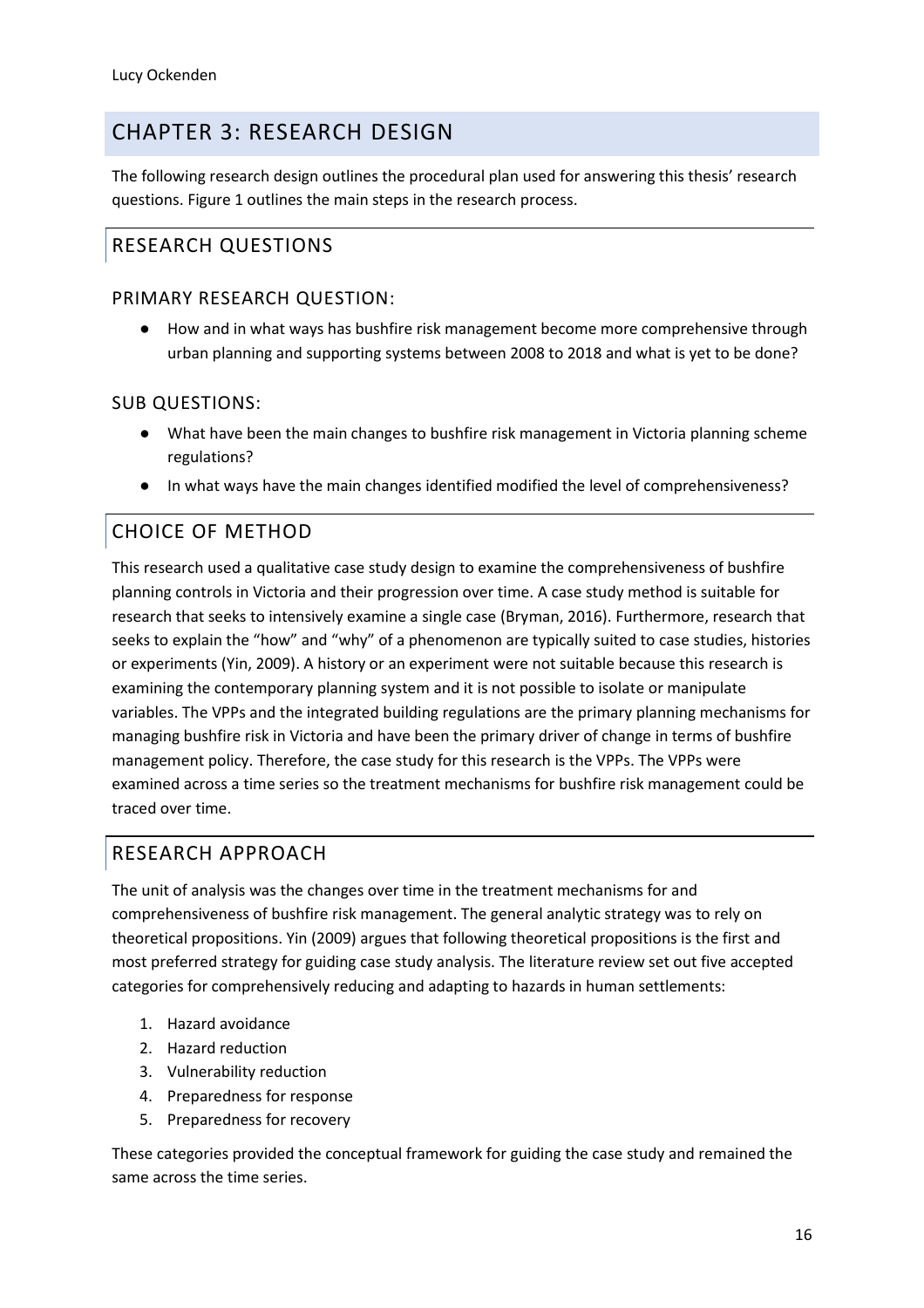# CHAPTER 3: RESEARCH DESIGN

The following research design outlines the procedural plan used for answering this thesis' research questions. Figure 1 outlines the main steps in the research process.

## RESEARCH QUESTIONS

### PRIMARY RESEARCH QUESTION:

- How and in what ways has bushfire risk management become more comprehensive through urban planning and supporting systems between 2008 to 2018 and what is yet to be done?

### SUB QUESTIONS:

- What have been the main changes to bushfire risk management in Victoria planning scheme regulations?
- In what ways have the main changes identified modified the level of comprehensiveness?

## CHOICE OF METHOD

This research used a qualitative case study design to examine the comprehensiveness of bushfire planning controls in Victoria and their progression over time. A case study method is suitable for research that seeks to intensively examine a single case (Bryman, 2016). Furthermore, research that seeks to explain the "how" and "why" of a phenomenon are typically suited to case studies, histories or experiments (Yin, 2009). A history or an experiment were not suitable because this research is examining the contemporary planning system and it is not possible to isolate or manipulate variables. The VPPs and the integrated building regulations are the primary planning mechanisms for managing bushfire risk in Victoria and have been the primary driver of change in terms of bushfire management policy. Therefore, the case study for this research is the VPPs. The VPPs were examined across a time series so the treatment mechanisms for bushfire risk management could be traced over time.

## RESEARCH APPROACH

The unit of analysis was the changes over time in the treatment mechanisms for and comprehensiveness of bushfire risk management. The general analytic strategy was to rely on theoretical propositions. Yin (2009) argues that following theoretical propositions is the first and most preferred strategy for guiding case study analysis. The literature review set out five accepted categories for comprehensively reducing and adapting to hazards in human settlements:

1. Hazard avoidance
2. Hazard reduction
3. Vulnerability reduction
4. Preparedness for response
5. Preparedness for recovery

These categories provided the conceptual framework for guiding the case study and remained the same across the time series.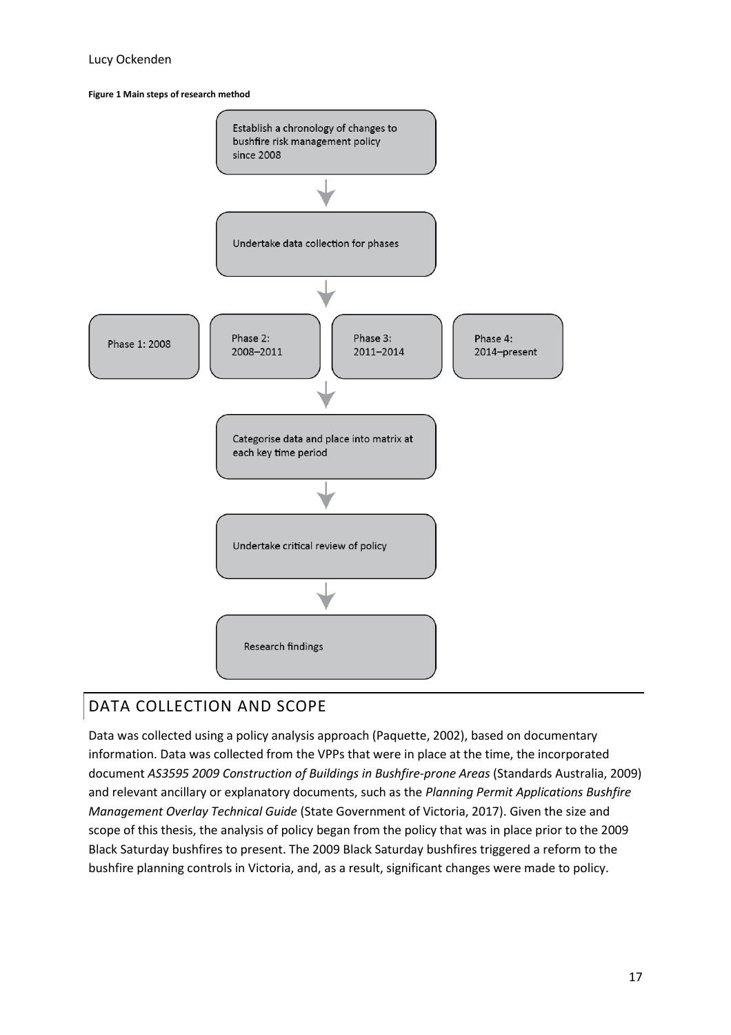**Figure 1 Main steps of research method**

Establish a chronology of changes to bushfire risk management policy since 2008

↓

Undertake data collection for phases

↓

Phase 1: 2008 | Phase 2: 2008–2011 | Phase 3: 2011–2014 | Phase 4: 2014–present

↓

Categorise data and place into matrix at each key time period

↓

Undertake critical review of policy

↓

Research findings

## DATA COLLECTION AND SCOPE

Data was collected using a policy analysis approach (Paquette, 2002), based on documentary information. Data was collected from the VPPs that were in place at the time, the incorporated document *AS3595 2009 Construction of Buildings in Bushfire-prone Areas* (Standards Australia, 2009) and relevant ancillary or explanatory documents, such as the *Planning Permit Applications Bushfire Management Overlay Technical Guide* (State Government of Victoria, 2017). Given the size and scope of this thesis, the analysis of policy began from the policy that was in place prior to the 2009 Black Saturday bushfires to present. The 2009 Black Saturday bushfires triggered a reform to the bushfire planning controls in Victoria, and, as a result, significant changes were made to policy.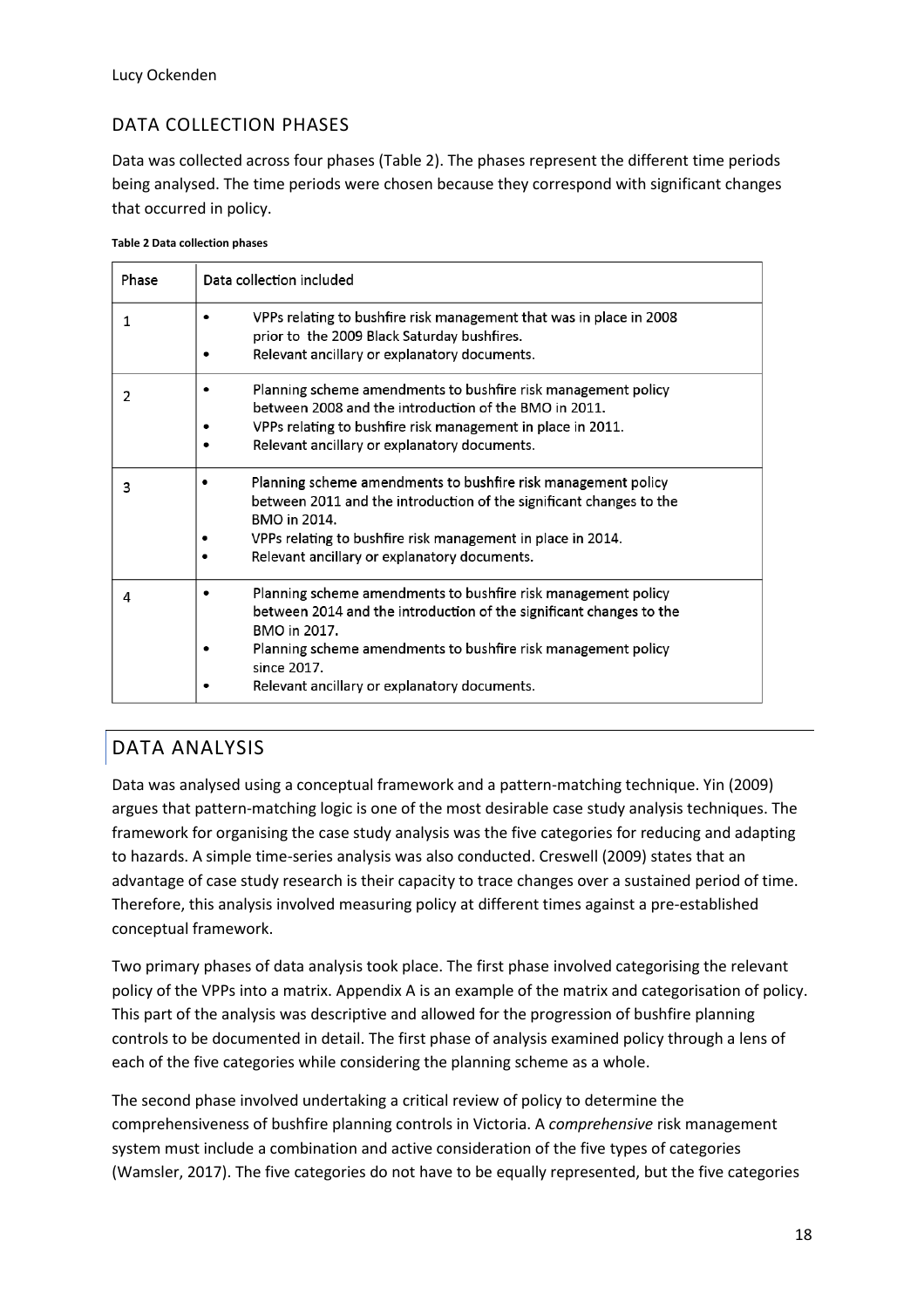## DATA COLLECTION PHASES

Data was collected across four phases (Table 2). The phases represent the different time periods being analysed. The time periods were chosen because they correspond with significant changes that occurred in policy.

**Table 2 Data collection phases**

| Phase | Data collection included |
|---|---|
| 1 | • VPPs relating to bushfire risk management that was in place in 2008 prior to the 2009 Black Saturday bushfires.<br>• Relevant ancillary or explanatory documents. |
| 2 | • Planning scheme amendments to bushfire risk management policy between 2008 and the introduction of the BMO in 2011.<br>• VPPs relating to bushfire risk management in place in 2011.<br>• Relevant ancillary or explanatory documents. |
| 3 | • Planning scheme amendments to bushfire risk management policy between 2011 and the introduction of the significant changes to the BMO in 2014.<br>• VPPs relating to bushfire risk management in place in 2014.<br>• Relevant ancillary or explanatory documents. |
| 4 | • Planning scheme amendments to bushfire risk management policy between 2014 and the introduction of the significant changes to the BMO in 2017.<br>• Planning scheme amendments to bushfire risk management policy since 2017.<br>• Relevant ancillary or explanatory documents. |

## DATA ANALYSIS

Data was analysed using a conceptual framework and a pattern-matching technique. Yin (2009) argues that pattern-matching logic is one of the most desirable case study analysis techniques. The framework for organising the case study analysis was the five categories for reducing and adapting to hazards. A simple time-series analysis was also conducted. Creswell (2009) states that an advantage of case study research is their capacity to trace changes over a sustained period of time. Therefore, this analysis involved measuring policy at different times against a pre-established conceptual framework.

Two primary phases of data analysis took place. The first phase involved categorising the relevant policy of the VPPs into a matrix. Appendix A is an example of the matrix and categorisation of policy. This part of the analysis was descriptive and allowed for the progression of bushfire planning controls to be documented in detail. The first phase of analysis examined policy through a lens of each of the five categories while considering the planning scheme as a whole.

The second phase involved undertaking a critical review of policy to determine the comprehensiveness of bushfire planning controls in Victoria. A *comprehensive* risk management system must include a combination and active consideration of the five types of categories (Wamsler, 2017). The five categories do not have to be equally represented, but the five categories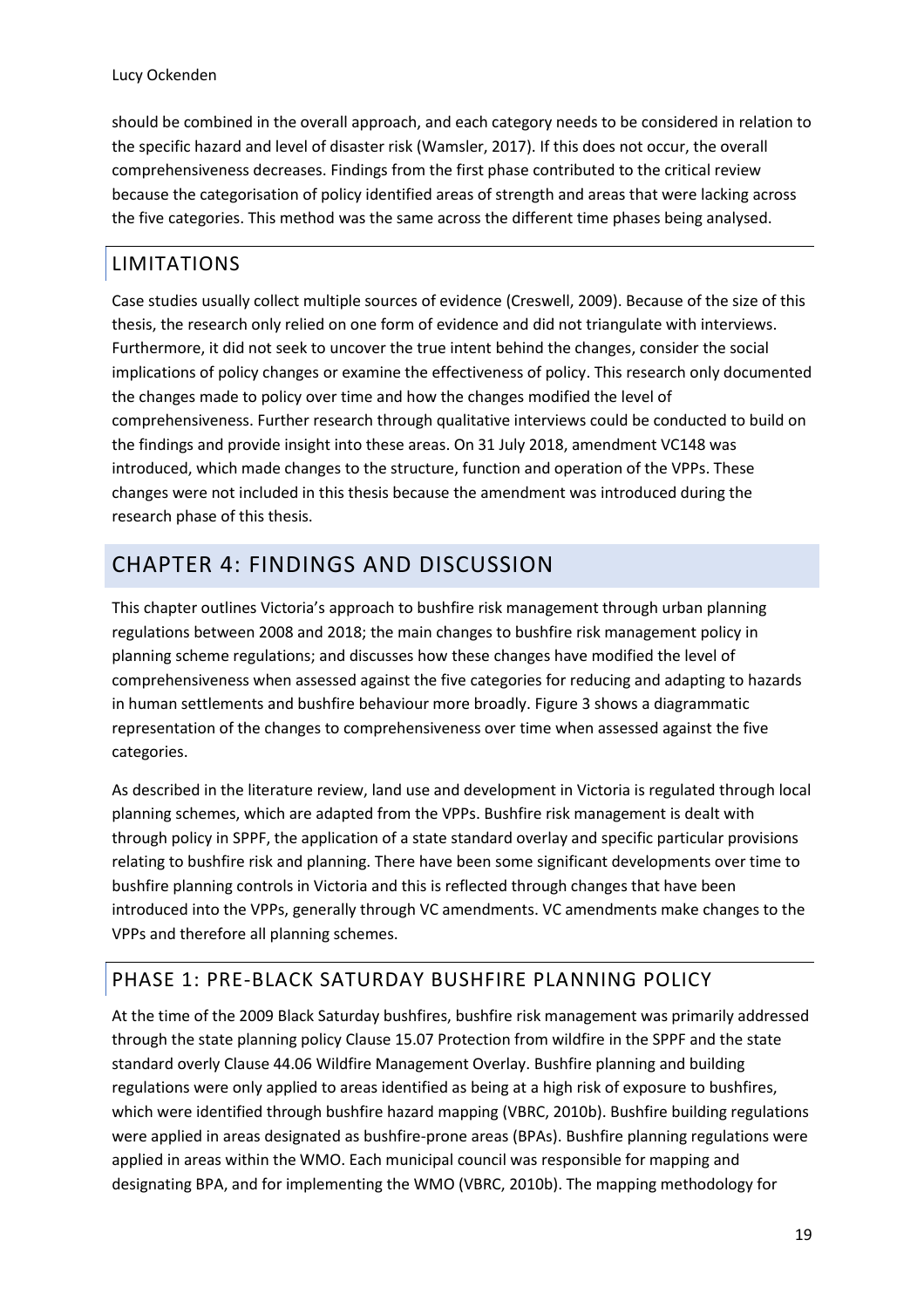should be combined in the overall approach, and each category needs to be considered in relation to the specific hazard and level of disaster risk (Wamsler, 2017). If this does not occur, the overall comprehensiveness decreases. Findings from the first phase contributed to the critical review because the categorisation of policy identified areas of strength and areas that were lacking across the five categories. This method was the same across the different time phases being analysed.

## LIMITATIONS

Case studies usually collect multiple sources of evidence (Creswell, 2009). Because of the size of this thesis, the research only relied on one form of evidence and did not triangulate with interviews. Furthermore, it did not seek to uncover the true intent behind the changes, consider the social implications of policy changes or examine the effectiveness of policy. This research only documented the changes made to policy over time and how the changes modified the level of comprehensiveness. Further research through qualitative interviews could be conducted to build on the findings and provide insight into these areas. On 31 July 2018, amendment VC148 was introduced, which made changes to the structure, function and operation of the VPPs. These changes were not included in this thesis because the amendment was introduced during the research phase of this thesis.

# CHAPTER 4: FINDINGS AND DISCUSSION

This chapter outlines Victoria's approach to bushfire risk management through urban planning regulations between 2008 and 2018; the main changes to bushfire risk management policy in planning scheme regulations; and discusses how these changes have modified the level of comprehensiveness when assessed against the five categories for reducing and adapting to hazards in human settlements and bushfire behaviour more broadly. Figure 3 shows a diagrammatic representation of the changes to comprehensiveness over time when assessed against the five categories.

As described in the literature review, land use and development in Victoria is regulated through local planning schemes, which are adapted from the VPPs. Bushfire risk management is dealt with through policy in SPPF, the application of a state standard overlay and specific particular provisions relating to bushfire risk and planning. There have been some significant developments over time to bushfire planning controls in Victoria and this is reflected through changes that have been introduced into the VPPs, generally through VC amendments. VC amendments make changes to the VPPs and therefore all planning schemes.

## PHASE 1: PRE-BLACK SATURDAY BUSHFIRE PLANNING POLICY

At the time of the 2009 Black Saturday bushfires, bushfire risk management was primarily addressed through the state planning policy Clause 15.07 Protection from wildfire in the SPPF and the state standard overly Clause 44.06 Wildfire Management Overlay. Bushfire planning and building regulations were only applied to areas identified as being at a high risk of exposure to bushfires, which were identified through bushfire hazard mapping (VBRC, 2010b). Bushfire building regulations were applied in areas designated as bushfire-prone areas (BPAs). Bushfire planning regulations were applied in areas within the WMO. Each municipal council was responsible for mapping and designating BPA, and for implementing the WMO (VBRC, 2010b). The mapping methodology for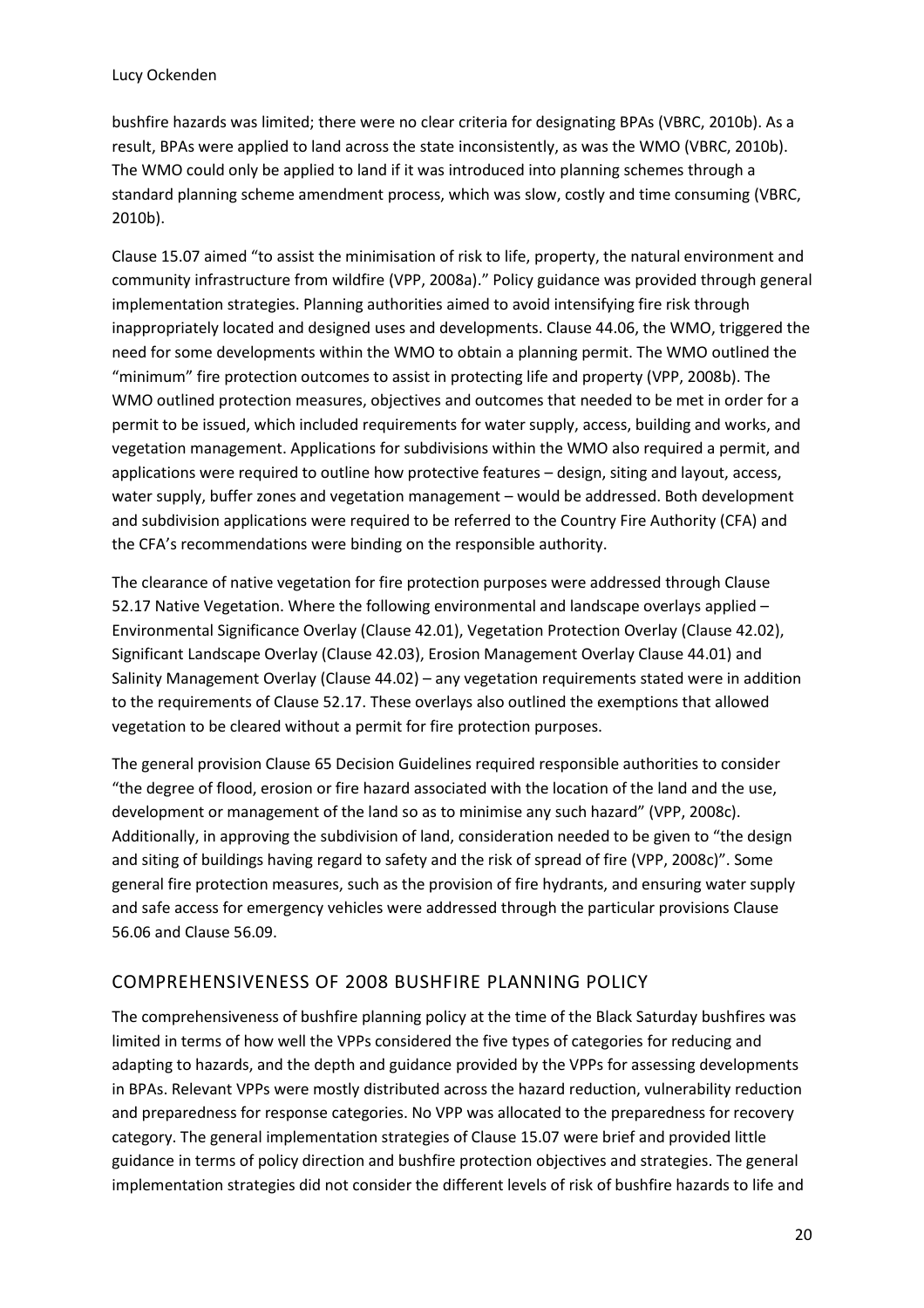bushfire hazards was limited; there were no clear criteria for designating BPAs (VBRC, 2010b). As a result, BPAs were applied to land across the state inconsistently, as was the WMO (VBRC, 2010b). The WMO could only be applied to land if it was introduced into planning schemes through a standard planning scheme amendment process, which was slow, costly and time consuming (VBRC, 2010b).

Clause 15.07 aimed "to assist the minimisation of risk to life, property, the natural environment and community infrastructure from wildfire (VPP, 2008a)." Policy guidance was provided through general implementation strategies. Planning authorities aimed to avoid intensifying fire risk through inappropriately located and designed uses and developments. Clause 44.06, the WMO, triggered the need for some developments within the WMO to obtain a planning permit. The WMO outlined the "minimum" fire protection outcomes to assist in protecting life and property (VPP, 2008b). The WMO outlined protection measures, objectives and outcomes that needed to be met in order for a permit to be issued, which included requirements for water supply, access, building and works, and vegetation management. Applications for subdivisions within the WMO also required a permit, and applications were required to outline how protective features – design, siting and layout, access, water supply, buffer zones and vegetation management – would be addressed. Both development and subdivision applications were required to be referred to the Country Fire Authority (CFA) and the CFA's recommendations were binding on the responsible authority.

The clearance of native vegetation for fire protection purposes were addressed through Clause 52.17 Native Vegetation. Where the following environmental and landscape overlays applied – Environmental Significance Overlay (Clause 42.01), Vegetation Protection Overlay (Clause 42.02), Significant Landscape Overlay (Clause 42.03), Erosion Management Overlay Clause 44.01) and Salinity Management Overlay (Clause 44.02) – any vegetation requirements stated were in addition to the requirements of Clause 52.17. These overlays also outlined the exemptions that allowed vegetation to be cleared without a permit for fire protection purposes.

The general provision Clause 65 Decision Guidelines required responsible authorities to consider "the degree of flood, erosion or fire hazard associated with the location of the land and the use, development or management of the land so as to minimise any such hazard" (VPP, 2008c). Additionally, in approving the subdivision of land, consideration needed to be given to "the design and siting of buildings having regard to safety and the risk of spread of fire (VPP, 2008c)". Some general fire protection measures, such as the provision of fire hydrants, and ensuring water supply and safe access for emergency vehicles were addressed through the particular provisions Clause 56.06 and Clause 56.09.

## COMPREHENSIVENESS OF 2008 BUSHFIRE PLANNING POLICY

The comprehensiveness of bushfire planning policy at the time of the Black Saturday bushfires was limited in terms of how well the VPPs considered the five types of categories for reducing and adapting to hazards, and the depth and guidance provided by the VPPs for assessing developments in BPAs. Relevant VPPs were mostly distributed across the hazard reduction, vulnerability reduction and preparedness for response categories. No VPP was allocated to the preparedness for recovery category. The general implementation strategies of Clause 15.07 were brief and provided little guidance in terms of policy direction and bushfire protection objectives and strategies. The general implementation strategies did not consider the different levels of risk of bushfire hazards to life and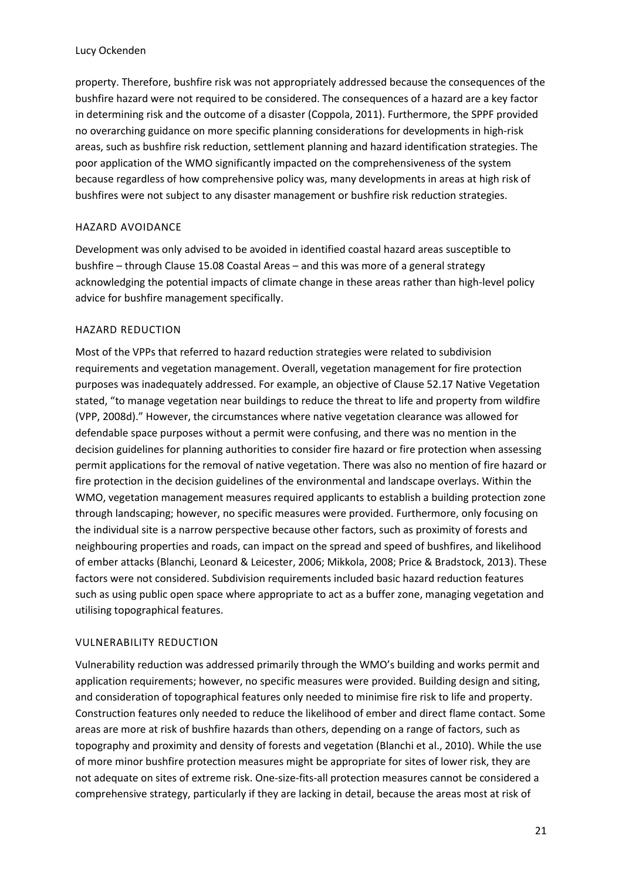property. Therefore, bushfire risk was not appropriately addressed because the consequences of the bushfire hazard were not required to be considered. The consequences of a hazard are a key factor in determining risk and the outcome of a disaster (Coppola, 2011). Furthermore, the SPPF provided no overarching guidance on more specific planning considerations for developments in high-risk areas, such as bushfire risk reduction, settlement planning and hazard identification strategies. The poor application of the WMO significantly impacted on the comprehensiveness of the system because regardless of how comprehensive policy was, many developments in areas at high risk of bushfires were not subject to any disaster management or bushfire risk reduction strategies.

### HAZARD AVOIDANCE

Development was only advised to be avoided in identified coastal hazard areas susceptible to bushfire – through Clause 15.08 Coastal Areas – and this was more of a general strategy acknowledging the potential impacts of climate change in these areas rather than high-level policy advice for bushfire management specifically.

### HAZARD REDUCTION

Most of the VPPs that referred to hazard reduction strategies were related to subdivision requirements and vegetation management. Overall, vegetation management for fire protection purposes was inadequately addressed. For example, an objective of Clause 52.17 Native Vegetation stated, "to manage vegetation near buildings to reduce the threat to life and property from wildfire (VPP, 2008d)." However, the circumstances where native vegetation clearance was allowed for defendable space purposes without a permit were confusing, and there was no mention in the decision guidelines for planning authorities to consider fire hazard or fire protection when assessing permit applications for the removal of native vegetation. There was also no mention of fire hazard or fire protection in the decision guidelines of the environmental and landscape overlays. Within the WMO, vegetation management measures required applicants to establish a building protection zone through landscaping; however, no specific measures were provided. Furthermore, only focusing on the individual site is a narrow perspective because other factors, such as proximity of forests and neighbouring properties and roads, can impact on the spread and speed of bushfires, and likelihood of ember attacks (Blanchi, Leonard & Leicester, 2006; Mikkola, 2008; Price & Bradstock, 2013). These factors were not considered. Subdivision requirements included basic hazard reduction features such as using public open space where appropriate to act as a buffer zone, managing vegetation and utilising topographical features.

### VULNERABILITY REDUCTION

Vulnerability reduction was addressed primarily through the WMO's building and works permit and application requirements; however, no specific measures were provided. Building design and siting, and consideration of topographical features only needed to minimise fire risk to life and property. Construction features only needed to reduce the likelihood of ember and direct flame contact. Some areas are more at risk of bushfire hazards than others, depending on a range of factors, such as topography and proximity and density of forests and vegetation (Blanchi et al., 2010). While the use of more minor bushfire protection measures might be appropriate for sites of lower risk, they are not adequate on sites of extreme risk. One-size-fits-all protection measures cannot be considered a comprehensive strategy, particularly if they are lacking in detail, because the areas most at risk of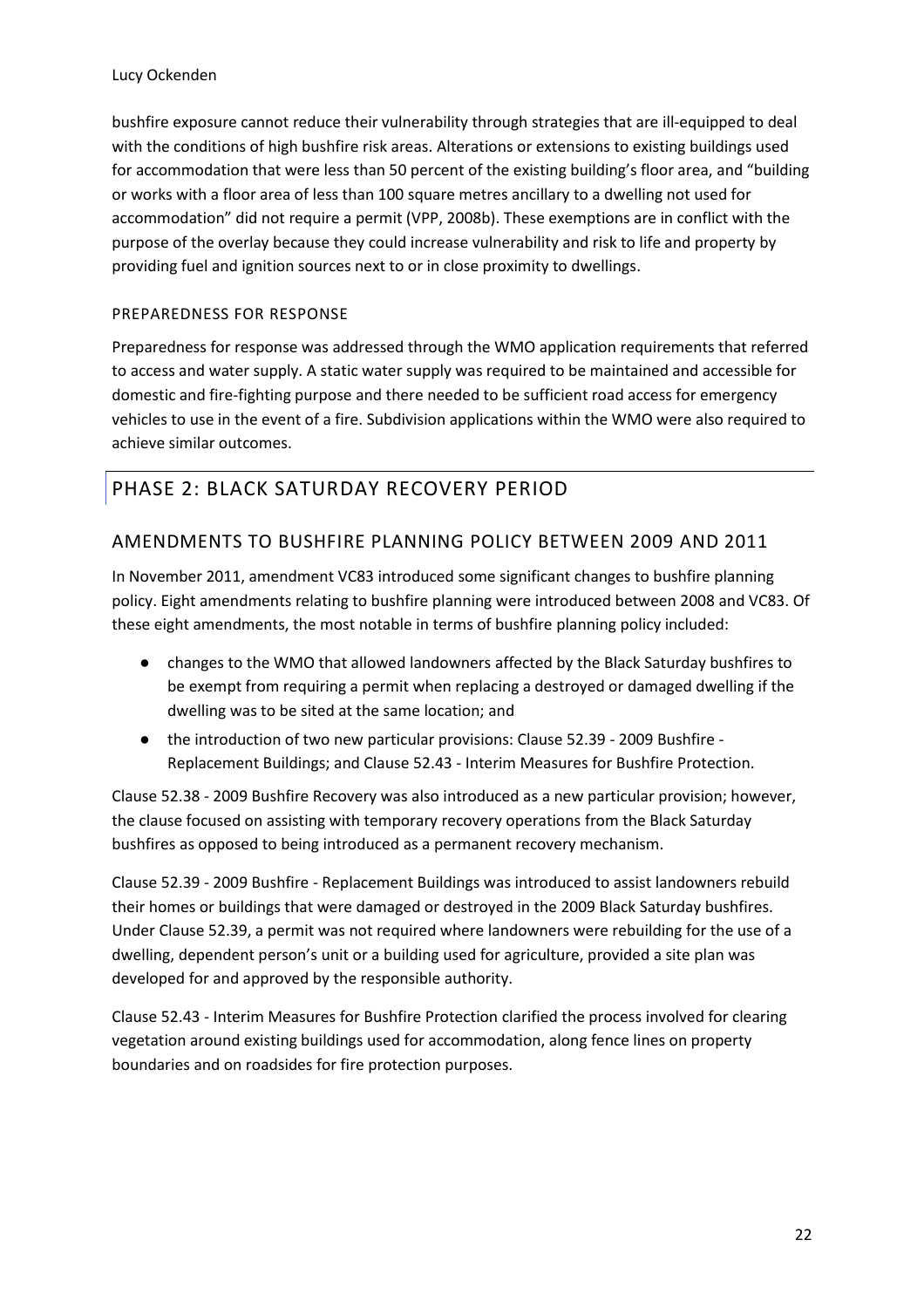bushfire exposure cannot reduce their vulnerability through strategies that are ill-equipped to deal with the conditions of high bushfire risk areas. Alterations or extensions to existing buildings used for accommodation that were less than 50 percent of the existing building's floor area, and "building or works with a floor area of less than 100 square metres ancillary to a dwelling not used for accommodation" did not require a permit (VPP, 2008b). These exemptions are in conflict with the purpose of the overlay because they could increase vulnerability and risk to life and property by providing fuel and ignition sources next to or in close proximity to dwellings.

#### PREPAREDNESS FOR RESPONSE

Preparedness for response was addressed through the WMO application requirements that referred to access and water supply. A static water supply was required to be maintained and accessible for domestic and fire-fighting purpose and there needed to be sufficient road access for emergency vehicles to use in the event of a fire. Subdivision applications within the WMO were also required to achieve similar outcomes.

## PHASE 2: BLACK SATURDAY RECOVERY PERIOD

### AMENDMENTS TO BUSHFIRE PLANNING POLICY BETWEEN 2009 AND 2011

In November 2011, amendment VC83 introduced some significant changes to bushfire planning policy. Eight amendments relating to bushfire planning were introduced between 2008 and VC83. Of these eight amendments, the most notable in terms of bushfire planning policy included:

- changes to the WMO that allowed landowners affected by the Black Saturday bushfires to be exempt from requiring a permit when replacing a destroyed or damaged dwelling if the dwelling was to be sited at the same location; and
- the introduction of two new particular provisions: Clause 52.39 - 2009 Bushfire - Replacement Buildings; and Clause 52.43 - Interim Measures for Bushfire Protection.

Clause 52.38 - 2009 Bushfire Recovery was also introduced as a new particular provision; however, the clause focused on assisting with temporary recovery operations from the Black Saturday bushfires as opposed to being introduced as a permanent recovery mechanism.

Clause 52.39 - 2009 Bushfire - Replacement Buildings was introduced to assist landowners rebuild their homes or buildings that were damaged or destroyed in the 2009 Black Saturday bushfires. Under Clause 52.39, a permit was not required where landowners were rebuilding for the use of a dwelling, dependent person's unit or a building used for agriculture, provided a site plan was developed for and approved by the responsible authority.

Clause 52.43 - Interim Measures for Bushfire Protection clarified the process involved for clearing vegetation around existing buildings used for accommodation, along fence lines on property boundaries and on roadsides for fire protection purposes.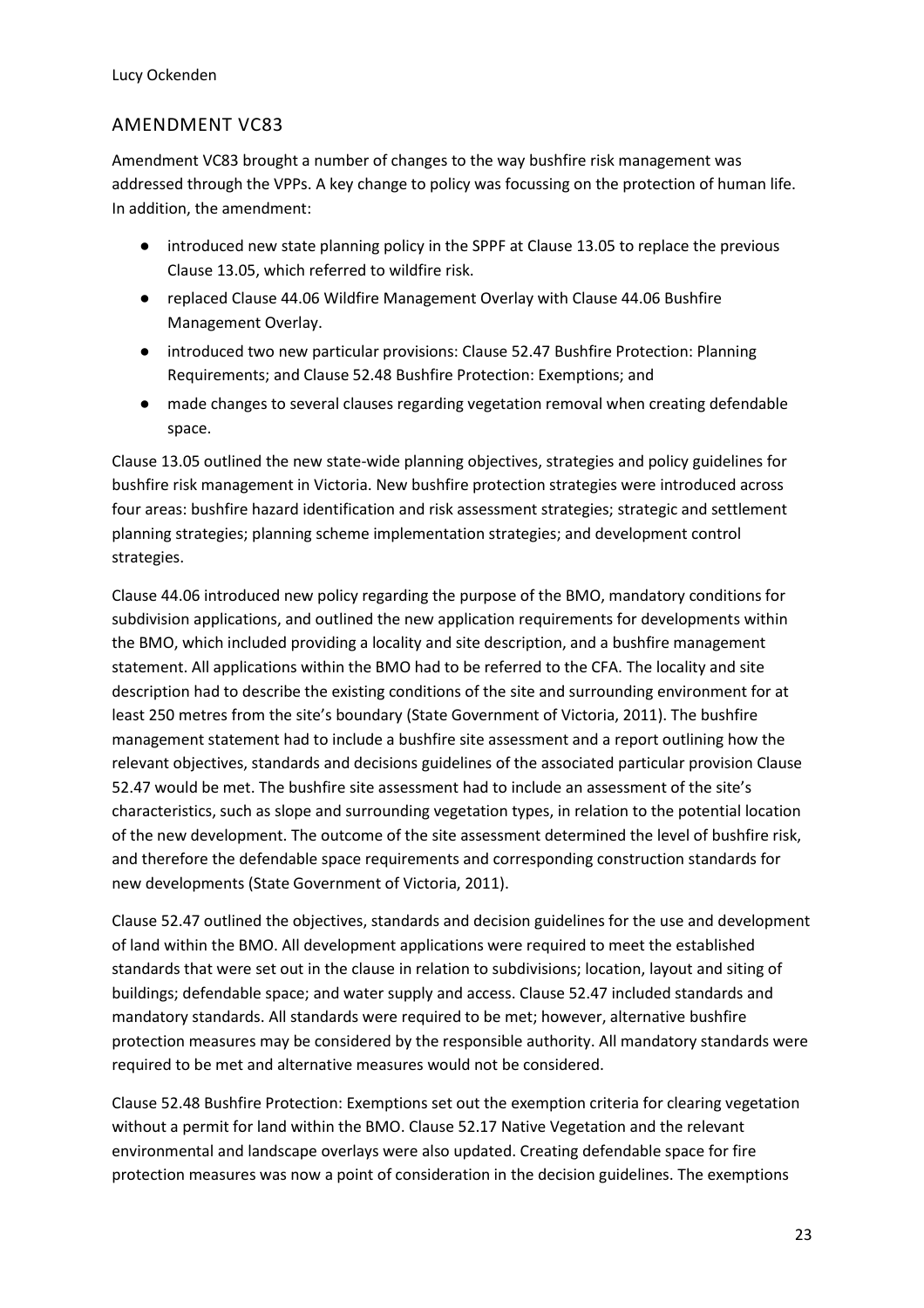## AMENDMENT VC83

Amendment VC83 brought a number of changes to the way bushfire risk management was addressed through the VPPs. A key change to policy was focussing on the protection of human life. In addition, the amendment:

- introduced new state planning policy in the SPPF at Clause 13.05 to replace the previous Clause 13.05, which referred to wildfire risk.
- replaced Clause 44.06 Wildfire Management Overlay with Clause 44.06 Bushfire Management Overlay.
- introduced two new particular provisions: Clause 52.47 Bushfire Protection: Planning Requirements; and Clause 52.48 Bushfire Protection: Exemptions; and
- made changes to several clauses regarding vegetation removal when creating defendable space.

Clause 13.05 outlined the new state-wide planning objectives, strategies and policy guidelines for bushfire risk management in Victoria. New bushfire protection strategies were introduced across four areas: bushfire hazard identification and risk assessment strategies; strategic and settlement planning strategies; planning scheme implementation strategies; and development control strategies.

Clause 44.06 introduced new policy regarding the purpose of the BMO, mandatory conditions for subdivision applications, and outlined the new application requirements for developments within the BMO, which included providing a locality and site description, and a bushfire management statement. All applications within the BMO had to be referred to the CFA. The locality and site description had to describe the existing conditions of the site and surrounding environment for at least 250 metres from the site's boundary (State Government of Victoria, 2011). The bushfire management statement had to include a bushfire site assessment and a report outlining how the relevant objectives, standards and decisions guidelines of the associated particular provision Clause 52.47 would be met. The bushfire site assessment had to include an assessment of the site's characteristics, such as slope and surrounding vegetation types, in relation to the potential location of the new development. The outcome of the site assessment determined the level of bushfire risk, and therefore the defendable space requirements and corresponding construction standards for new developments (State Government of Victoria, 2011).

Clause 52.47 outlined the objectives, standards and decision guidelines for the use and development of land within the BMO. All development applications were required to meet the established standards that were set out in the clause in relation to subdivisions; location, layout and siting of buildings; defendable space; and water supply and access. Clause 52.47 included standards and mandatory standards. All standards were required to be met; however, alternative bushfire protection measures may be considered by the responsible authority. All mandatory standards were required to be met and alternative measures would not be considered.

Clause 52.48 Bushfire Protection: Exemptions set out the exemption criteria for clearing vegetation without a permit for land within the BMO. Clause 52.17 Native Vegetation and the relevant environmental and landscape overlays were also updated. Creating defendable space for fire protection measures was now a point of consideration in the decision guidelines. The exemptions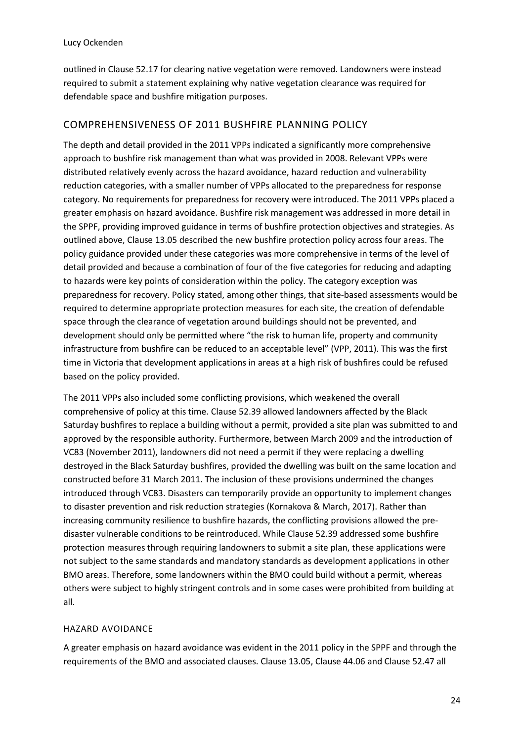outlined in Clause 52.17 for clearing native vegetation were removed. Landowners were instead required to submit a statement explaining why native vegetation clearance was required for defendable space and bushfire mitigation purposes.

## COMPREHENSIVENESS OF 2011 BUSHFIRE PLANNING POLICY

The depth and detail provided in the 2011 VPPs indicated a significantly more comprehensive approach to bushfire risk management than what was provided in 2008. Relevant VPPs were distributed relatively evenly across the hazard avoidance, hazard reduction and vulnerability reduction categories, with a smaller number of VPPs allocated to the preparedness for response category. No requirements for preparedness for recovery were introduced. The 2011 VPPs placed a greater emphasis on hazard avoidance. Bushfire risk management was addressed in more detail in the SPPF, providing improved guidance in terms of bushfire protection objectives and strategies. As outlined above, Clause 13.05 described the new bushfire protection policy across four areas. The policy guidance provided under these categories was more comprehensive in terms of the level of detail provided and because a combination of four of the five categories for reducing and adapting to hazards were key points of consideration within the policy. The category exception was preparedness for recovery. Policy stated, among other things, that site-based assessments would be required to determine appropriate protection measures for each site, the creation of defendable space through the clearance of vegetation around buildings should not be prevented, and development should only be permitted where "the risk to human life, property and community infrastructure from bushfire can be reduced to an acceptable level" (VPP, 2011). This was the first time in Victoria that development applications in areas at a high risk of bushfires could be refused based on the policy provided.

The 2011 VPPs also included some conflicting provisions, which weakened the overall comprehensive of policy at this time. Clause 52.39 allowed landowners affected by the Black Saturday bushfires to replace a building without a permit, provided a site plan was submitted to and approved by the responsible authority. Furthermore, between March 2009 and the introduction of VC83 (November 2011), landowners did not need a permit if they were replacing a dwelling destroyed in the Black Saturday bushfires, provided the dwelling was built on the same location and constructed before 31 March 2011. The inclusion of these provisions undermined the changes introduced through VC83. Disasters can temporarily provide an opportunity to implement changes to disaster prevention and risk reduction strategies (Kornakova & March, 2017). Rather than increasing community resilience to bushfire hazards, the conflicting provisions allowed the pre-disaster vulnerable conditions to be reintroduced. While Clause 52.39 addressed some bushfire protection measures through requiring landowners to submit a site plan, these applications were not subject to the same standards and mandatory standards as development applications in other BMO areas. Therefore, some landowners within the BMO could build without a permit, whereas others were subject to highly stringent controls and in some cases were prohibited from building at all.

### HAZARD AVOIDANCE

A greater emphasis on hazard avoidance was evident in the 2011 policy in the SPPF and through the requirements of the BMO and associated clauses. Clause 13.05, Clause 44.06 and Clause 52.47 all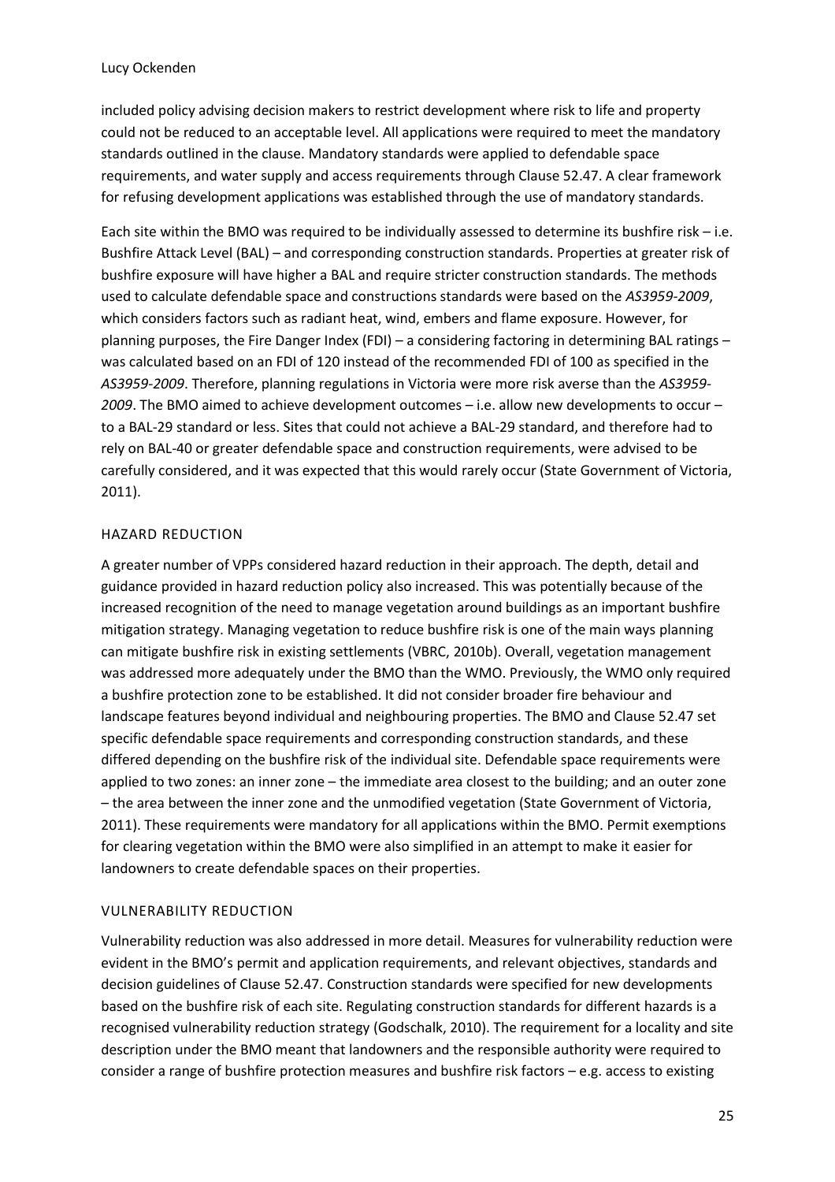included policy advising decision makers to restrict development where risk to life and property could not be reduced to an acceptable level. All applications were required to meet the mandatory standards outlined in the clause. Mandatory standards were applied to defendable space requirements, and water supply and access requirements through Clause 52.47. A clear framework for refusing development applications was established through the use of mandatory standards.

Each site within the BMO was required to be individually assessed to determine its bushfire risk – i.e. Bushfire Attack Level (BAL) – and corresponding construction standards. Properties at greater risk of bushfire exposure will have higher a BAL and require stricter construction standards. The methods used to calculate defendable space and constructions standards were based on the *AS3959-2009*, which considers factors such as radiant heat, wind, embers and flame exposure. However, for planning purposes, the Fire Danger Index (FDI) – a considering factoring in determining BAL ratings – was calculated based on an FDI of 120 instead of the recommended FDI of 100 as specified in the *AS3959-2009*. Therefore, planning regulations in Victoria were more risk averse than the *AS3959-2009*. The BMO aimed to achieve development outcomes – i.e. allow new developments to occur – to a BAL-29 standard or less. Sites that could not achieve a BAL-29 standard, and therefore had to rely on BAL-40 or greater defendable space and construction requirements, were advised to be carefully considered, and it was expected that this would rarely occur (State Government of Victoria, 2011).

### HAZARD REDUCTION

A greater number of VPPs considered hazard reduction in their approach. The depth, detail and guidance provided in hazard reduction policy also increased. This was potentially because of the increased recognition of the need to manage vegetation around buildings as an important bushfire mitigation strategy. Managing vegetation to reduce bushfire risk is one of the main ways planning can mitigate bushfire risk in existing settlements (VBRC, 2010b). Overall, vegetation management was addressed more adequately under the BMO than the WMO. Previously, the WMO only required a bushfire protection zone to be established. It did not consider broader fire behaviour and landscape features beyond individual and neighbouring properties. The BMO and Clause 52.47 set specific defendable space requirements and corresponding construction standards, and these differed depending on the bushfire risk of the individual site. Defendable space requirements were applied to two zones: an inner zone – the immediate area closest to the building; and an outer zone – the area between the inner zone and the unmodified vegetation (State Government of Victoria, 2011). These requirements were mandatory for all applications within the BMO. Permit exemptions for clearing vegetation within the BMO were also simplified in an attempt to make it easier for landowners to create defendable spaces on their properties.

### VULNERABILITY REDUCTION

Vulnerability reduction was also addressed in more detail. Measures for vulnerability reduction were evident in the BMO's permit and application requirements, and relevant objectives, standards and decision guidelines of Clause 52.47. Construction standards were specified for new developments based on the bushfire risk of each site. Regulating construction standards for different hazards is a recognised vulnerability reduction strategy (Godschalk, 2010). The requirement for a locality and site description under the BMO meant that landowners and the responsible authority were required to consider a range of bushfire protection measures and bushfire risk factors – e.g. access to existing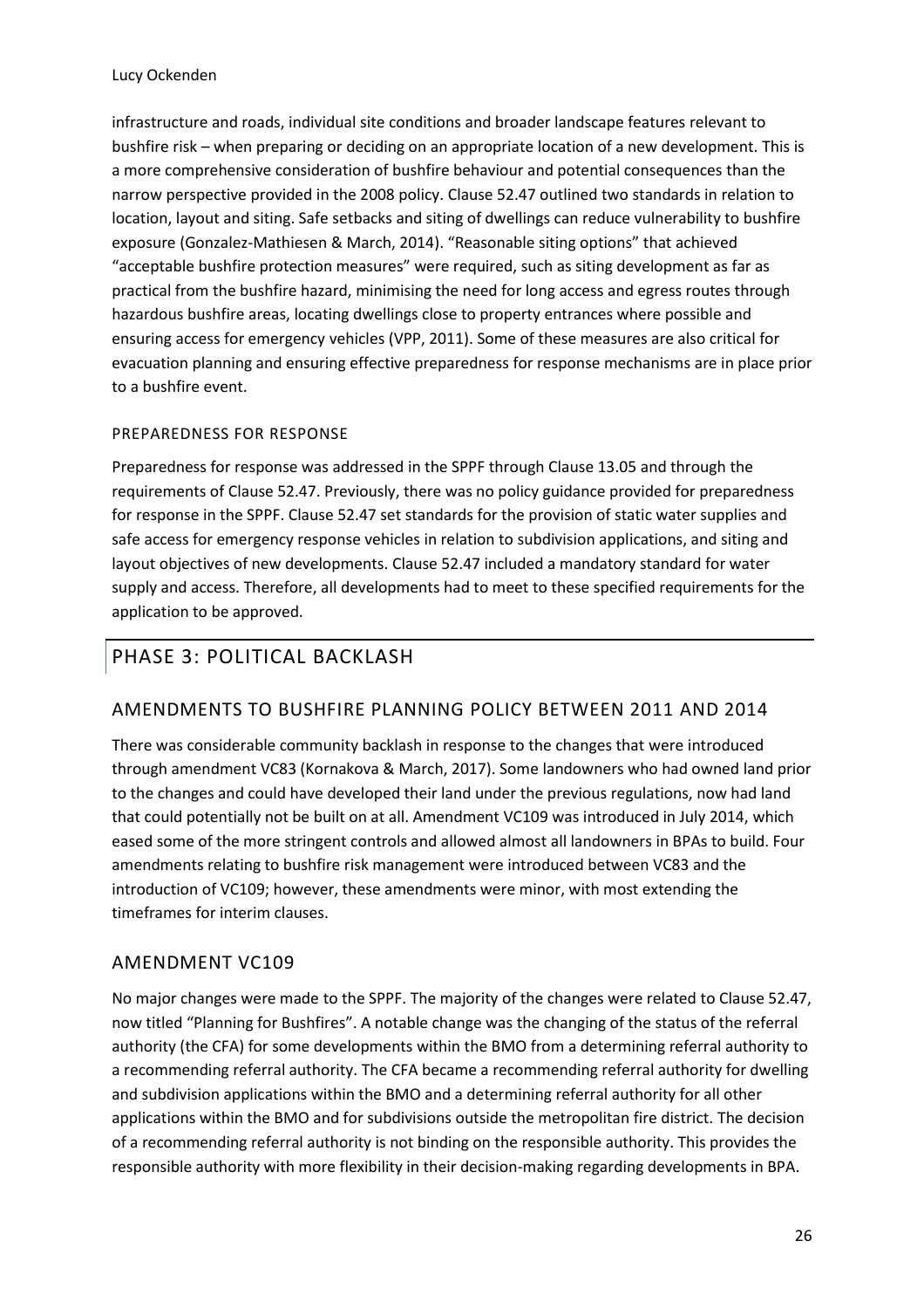infrastructure and roads, individual site conditions and broader landscape features relevant to bushfire risk – when preparing or deciding on an appropriate location of a new development. This is a more comprehensive consideration of bushfire behaviour and potential consequences than the narrow perspective provided in the 2008 policy. Clause 52.47 outlined two standards in relation to location, layout and siting. Safe setbacks and siting of dwellings can reduce vulnerability to bushfire exposure (Gonzalez-Mathiesen & March, 2014). "Reasonable siting options" that achieved "acceptable bushfire protection measures" were required, such as siting development as far as practical from the bushfire hazard, minimising the need for long access and egress routes through hazardous bushfire areas, locating dwellings close to property entrances where possible and ensuring access for emergency vehicles (VPP, 2011). Some of these measures are also critical for evacuation planning and ensuring effective preparedness for response mechanisms are in place prior to a bushfire event.

#### PREPAREDNESS FOR RESPONSE

Preparedness for response was addressed in the SPPF through Clause 13.05 and through the requirements of Clause 52.47. Previously, there was no policy guidance provided for preparedness for response in the SPPF. Clause 52.47 set standards for the provision of static water supplies and safe access for emergency response vehicles in relation to subdivision applications, and siting and layout objectives of new developments. Clause 52.47 included a mandatory standard for water supply and access. Therefore, all developments had to meet to these specified requirements for the application to be approved.

## PHASE 3: POLITICAL BACKLASH

### AMENDMENTS TO BUSHFIRE PLANNING POLICY BETWEEN 2011 AND 2014

There was considerable community backlash in response to the changes that were introduced through amendment VC83 (Kornakova & March, 2017). Some landowners who had owned land prior to the changes and could have developed their land under the previous regulations, now had land that could potentially not be built on at all. Amendment VC109 was introduced in July 2014, which eased some of the more stringent controls and allowed almost all landowners in BPAs to build. Four amendments relating to bushfire risk management were introduced between VC83 and the introduction of VC109; however, these amendments were minor, with most extending the timeframes for interim clauses.

### AMENDMENT VC109

No major changes were made to the SPPF. The majority of the changes were related to Clause 52.47, now titled "Planning for Bushfires". A notable change was the changing of the status of the referral authority (the CFA) for some developments within the BMO from a determining referral authority to a recommending referral authority. The CFA became a recommending referral authority for dwelling and subdivision applications within the BMO and a determining referral authority for all other applications within the BMO and for subdivisions outside the metropolitan fire district. The decision of a recommending referral authority is not binding on the responsible authority. This provides the responsible authority with more flexibility in their decision-making regarding developments in BPA.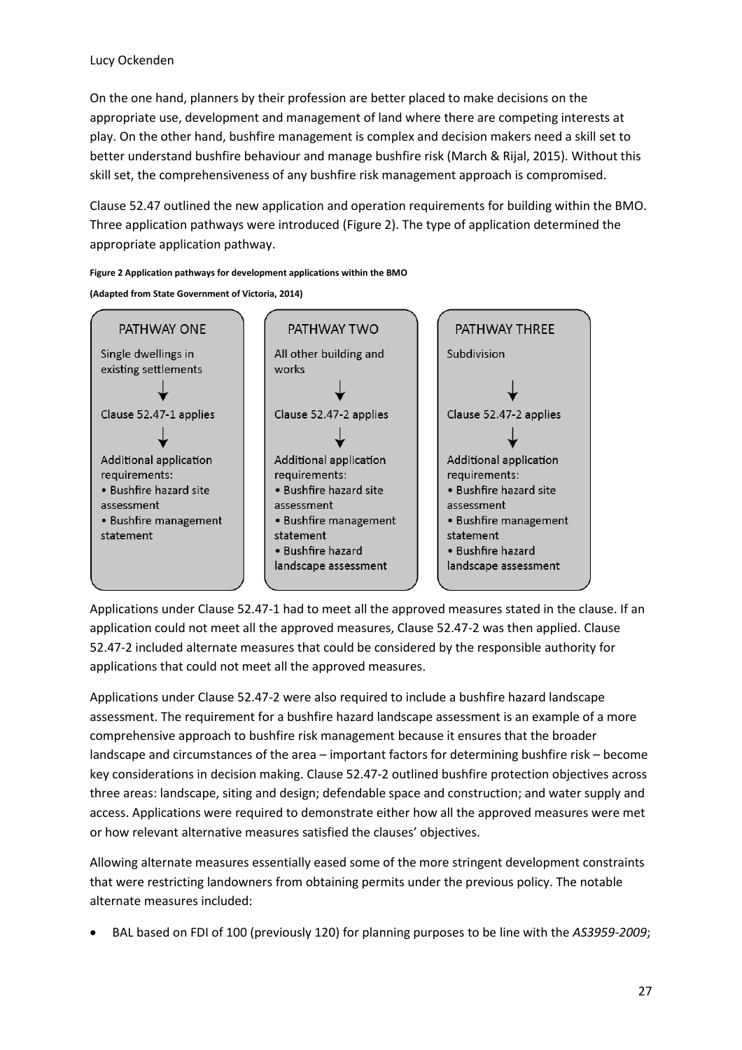On the one hand, planners by their profession are better placed to make decisions on the appropriate use, development and management of land where there are competing interests at play. On the other hand, bushfire management is complex and decision makers need a skill set to better understand bushfire behaviour and manage bushfire risk (March & Rijal, 2015). Without this skill set, the comprehensiveness of any bushfire risk management approach is compromised.

Clause 52.47 outlined the new application and operation requirements for building within the BMO. Three application pathways were introduced (Figure 2). The type of application determined the appropriate application pathway.

**Figure 2 Application pathways for development applications within the BMO**

**(Adapted from State Government of Victoria, 2014)**

| PATHWAY ONE | PATHWAY TWO | PATHWAY THREE |
|---|---|---|
| Single dwellings in existing settlements | All other building and works | Subdivision |
| ↓ | ↓ | ↓ |
| Clause 52.47-1 applies | Clause 52.47-2 applies | Clause 52.47-2 applies |
| ↓ | ↓ | ↓ |
| Additional application requirements: • Bushfire hazard site assessment • Bushfire management statement | Additional application requirements: • Bushfire hazard site assessment • Bushfire management statement • Bushfire hazard landscape assessment | Additional application requirements: • Bushfire hazard site assessment • Bushfire management statement • Bushfire hazard landscape assessment |

Applications under Clause 52.47-1 had to meet all the approved measures stated in the clause. If an application could not meet all the approved measures, Clause 52.47-2 was then applied. Clause 52.47-2 included alternate measures that could be considered by the responsible authority for applications that could not meet all the approved measures.

Applications under Clause 52.47-2 were also required to include a bushfire hazard landscape assessment. The requirement for a bushfire hazard landscape assessment is an example of a more comprehensive approach to bushfire risk management because it ensures that the broader landscape and circumstances of the area – important factors for determining bushfire risk – become key considerations in decision making. Clause 52.47-2 outlined bushfire protection objectives across three areas: landscape, siting and design; defendable space and construction; and water supply and access. Applications were required to demonstrate either how all the approved measures were met or how relevant alternative measures satisfied the clauses' objectives.

Allowing alternate measures essentially eased some of the more stringent development constraints that were restricting landowners from obtaining permits under the previous policy. The notable alternate measures included:

- BAL based on FDI of 100 (previously 120) for planning purposes to be line with the *AS3959-2009*;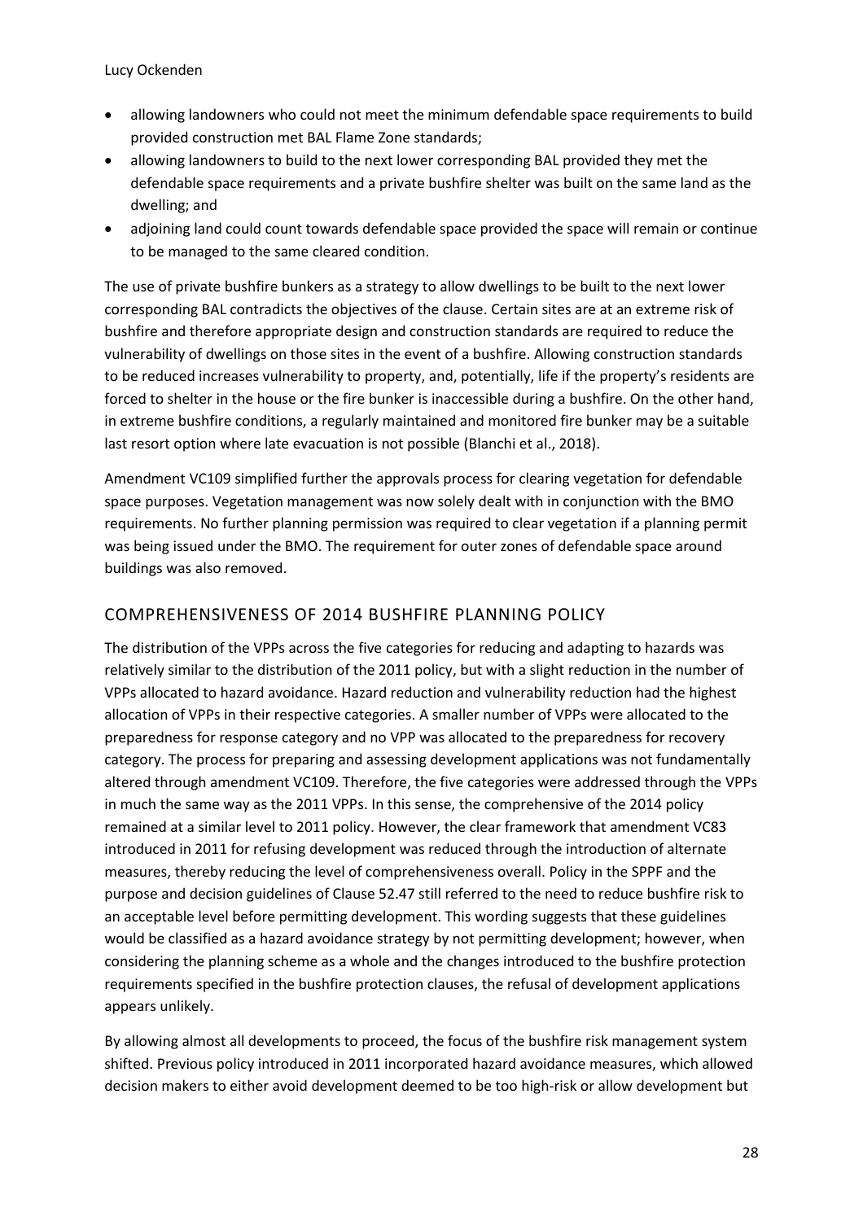- allowing landowners who could not meet the minimum defendable space requirements to build provided construction met BAL Flame Zone standards;
- allowing landowners to build to the next lower corresponding BAL provided they met the defendable space requirements and a private bushfire shelter was built on the same land as the dwelling; and
- adjoining land could count towards defendable space provided the space will remain or continue to be managed to the same cleared condition.

The use of private bushfire bunkers as a strategy to allow dwellings to be built to the next lower corresponding BAL contradicts the objectives of the clause. Certain sites are at an extreme risk of bushfire and therefore appropriate design and construction standards are required to reduce the vulnerability of dwellings on those sites in the event of a bushfire. Allowing construction standards to be reduced increases vulnerability to property, and, potentially, life if the property's residents are forced to shelter in the house or the fire bunker is inaccessible during a bushfire. On the other hand, in extreme bushfire conditions, a regularly maintained and monitored fire bunker may be a suitable last resort option where late evacuation is not possible (Blanchi et al., 2018).

Amendment VC109 simplified further the approvals process for clearing vegetation for defendable space purposes. Vegetation management was now solely dealt with in conjunction with the BMO requirements. No further planning permission was required to clear vegetation if a planning permit was being issued under the BMO. The requirement for outer zones of defendable space around buildings was also removed.

## COMPREHENSIVENESS OF 2014 BUSHFIRE PLANNING POLICY

The distribution of the VPPs across the five categories for reducing and adapting to hazards was relatively similar to the distribution of the 2011 policy, but with a slight reduction in the number of VPPs allocated to hazard avoidance. Hazard reduction and vulnerability reduction had the highest allocation of VPPs in their respective categories. A smaller number of VPPs were allocated to the preparedness for response category and no VPP was allocated to the preparedness for recovery category. The process for preparing and assessing development applications was not fundamentally altered through amendment VC109. Therefore, the five categories were addressed through the VPPs in much the same way as the 2011 VPPs. In this sense, the comprehensive of the 2014 policy remained at a similar level to 2011 policy. However, the clear framework that amendment VC83 introduced in 2011 for refusing development was reduced through the introduction of alternate measures, thereby reducing the level of comprehensiveness overall. Policy in the SPPF and the purpose and decision guidelines of Clause 52.47 still referred to the need to reduce bushfire risk to an acceptable level before permitting development. This wording suggests that these guidelines would be classified as a hazard avoidance strategy by not permitting development; however, when considering the planning scheme as a whole and the changes introduced to the bushfire protection requirements specified in the bushfire protection clauses, the refusal of development applications appears unlikely.

By allowing almost all developments to proceed, the focus of the bushfire risk management system shifted. Previous policy introduced in 2011 incorporated hazard avoidance measures, which allowed decision makers to either avoid development deemed to be too high-risk or allow development but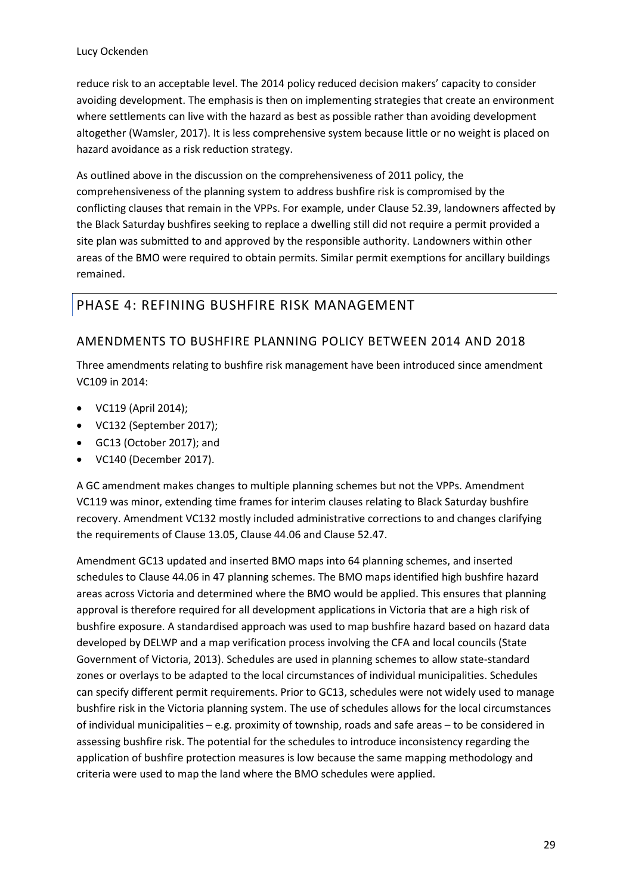reduce risk to an acceptable level. The 2014 policy reduced decision makers' capacity to consider avoiding development. The emphasis is then on implementing strategies that create an environment where settlements can live with the hazard as best as possible rather than avoiding development altogether (Wamsler, 2017). It is less comprehensive system because little or no weight is placed on hazard avoidance as a risk reduction strategy.

As outlined above in the discussion on the comprehensiveness of 2011 policy, the comprehensiveness of the planning system to address bushfire risk is compromised by the conflicting clauses that remain in the VPPs. For example, under Clause 52.39, landowners affected by the Black Saturday bushfires seeking to replace a dwelling still did not require a permit provided a site plan was submitted to and approved by the responsible authority. Landowners within other areas of the BMO were required to obtain permits. Similar permit exemptions for ancillary buildings remained.

# PHASE 4: REFINING BUSHFIRE RISK MANAGEMENT

## AMENDMENTS TO BUSHFIRE PLANNING POLICY BETWEEN 2014 AND 2018

Three amendments relating to bushfire risk management have been introduced since amendment VC109 in 2014:

- VC119 (April 2014);
- VC132 (September 2017);
- GC13 (October 2017); and
- VC140 (December 2017).

A GC amendment makes changes to multiple planning schemes but not the VPPs. Amendment VC119 was minor, extending time frames for interim clauses relating to Black Saturday bushfire recovery. Amendment VC132 mostly included administrative corrections to and changes clarifying the requirements of Clause 13.05, Clause 44.06 and Clause 52.47.

Amendment GC13 updated and inserted BMO maps into 64 planning schemes, and inserted schedules to Clause 44.06 in 47 planning schemes. The BMO maps identified high bushfire hazard areas across Victoria and determined where the BMO would be applied. This ensures that planning approval is therefore required for all development applications in Victoria that are a high risk of bushfire exposure. A standardised approach was used to map bushfire hazard based on hazard data developed by DELWP and a map verification process involving the CFA and local councils (State Government of Victoria, 2013). Schedules are used in planning schemes to allow state-standard zones or overlays to be adapted to the local circumstances of individual municipalities. Schedules can specify different permit requirements. Prior to GC13, schedules were not widely used to manage bushfire risk in the Victoria planning system. The use of schedules allows for the local circumstances of individual municipalities – e.g. proximity of township, roads and safe areas – to be considered in assessing bushfire risk. The potential for the schedules to introduce inconsistency regarding the application of bushfire protection measures is low because the same mapping methodology and criteria were used to map the land where the BMO schedules were applied.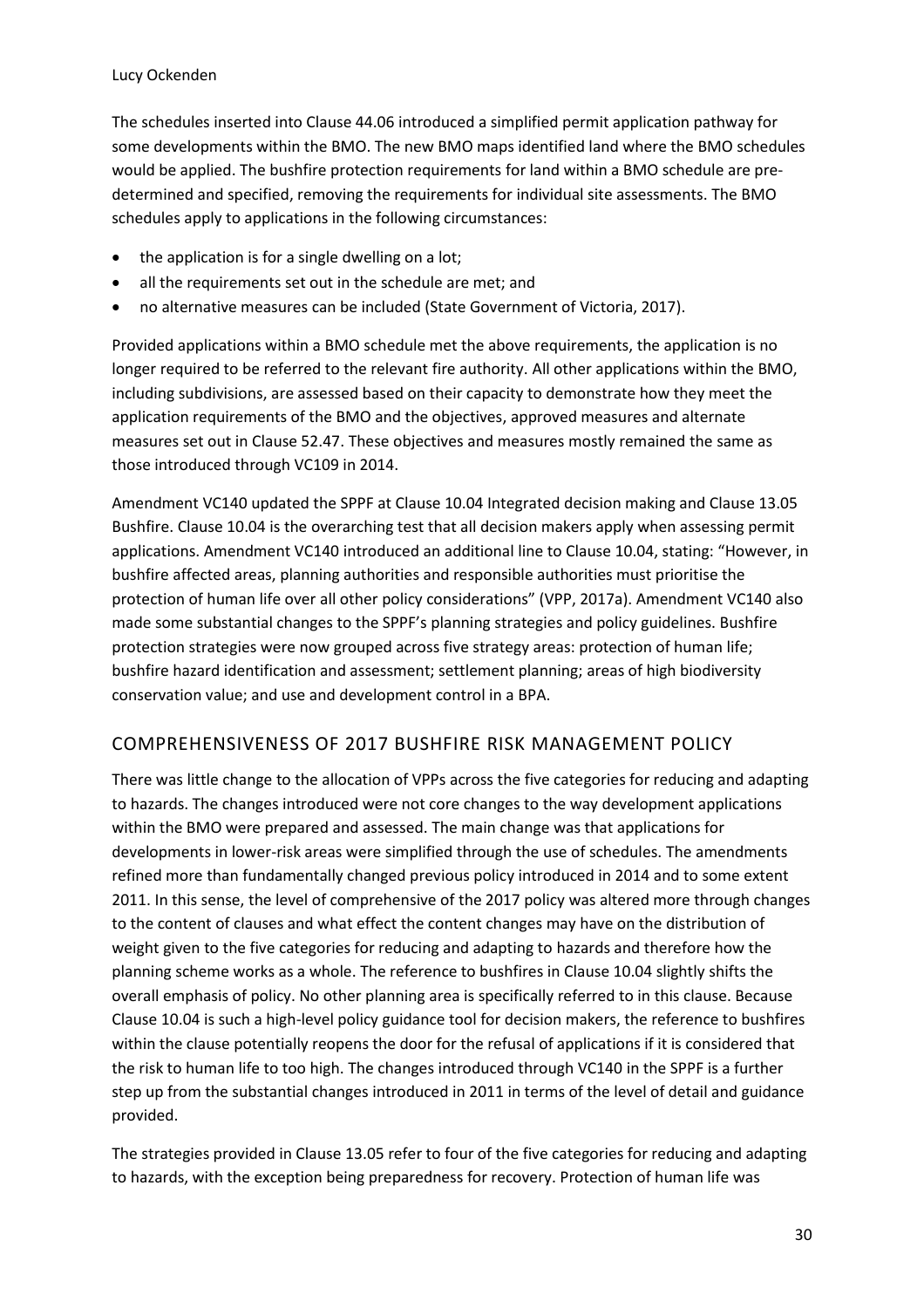The schedules inserted into Clause 44.06 introduced a simplified permit application pathway for some developments within the BMO. The new BMO maps identified land where the BMO schedules would be applied. The bushfire protection requirements for land within a BMO schedule are pre-determined and specified, removing the requirements for individual site assessments. The BMO schedules apply to applications in the following circumstances:

- the application is for a single dwelling on a lot;
- all the requirements set out in the schedule are met; and
- no alternative measures can be included (State Government of Victoria, 2017).

Provided applications within a BMO schedule met the above requirements, the application is no longer required to be referred to the relevant fire authority. All other applications within the BMO, including subdivisions, are assessed based on their capacity to demonstrate how they meet the application requirements of the BMO and the objectives, approved measures and alternate measures set out in Clause 52.47. These objectives and measures mostly remained the same as those introduced through VC109 in 2014.

Amendment VC140 updated the SPPF at Clause 10.04 Integrated decision making and Clause 13.05 Bushfire. Clause 10.04 is the overarching test that all decision makers apply when assessing permit applications. Amendment VC140 introduced an additional line to Clause 10.04, stating: "However, in bushfire affected areas, planning authorities and responsible authorities must prioritise the protection of human life over all other policy considerations" (VPP, 2017a). Amendment VC140 also made some substantial changes to the SPPF's planning strategies and policy guidelines. Bushfire protection strategies were now grouped across five strategy areas: protection of human life; bushfire hazard identification and assessment; settlement planning; areas of high biodiversity conservation value; and use and development control in a BPA.

## COMPREHENSIVENESS OF 2017 BUSHFIRE RISK MANAGEMENT POLICY

There was little change to the allocation of VPPs across the five categories for reducing and adapting to hazards. The changes introduced were not core changes to the way development applications within the BMO were prepared and assessed. The main change was that applications for developments in lower-risk areas were simplified through the use of schedules. The amendments refined more than fundamentally changed previous policy introduced in 2014 and to some extent 2011. In this sense, the level of comprehensive of the 2017 policy was altered more through changes to the content of clauses and what effect the content changes may have on the distribution of weight given to the five categories for reducing and adapting to hazards and therefore how the planning scheme works as a whole. The reference to bushfires in Clause 10.04 slightly shifts the overall emphasis of policy. No other planning area is specifically referred to in this clause. Because Clause 10.04 is such a high-level policy guidance tool for decision makers, the reference to bushfires within the clause potentially reopens the door for the refusal of applications if it is considered that the risk to human life to too high. The changes introduced through VC140 in the SPPF is a further step up from the substantial changes introduced in 2011 in terms of the level of detail and guidance provided.

The strategies provided in Clause 13.05 refer to four of the five categories for reducing and adapting to hazards, with the exception being preparedness for recovery. Protection of human life was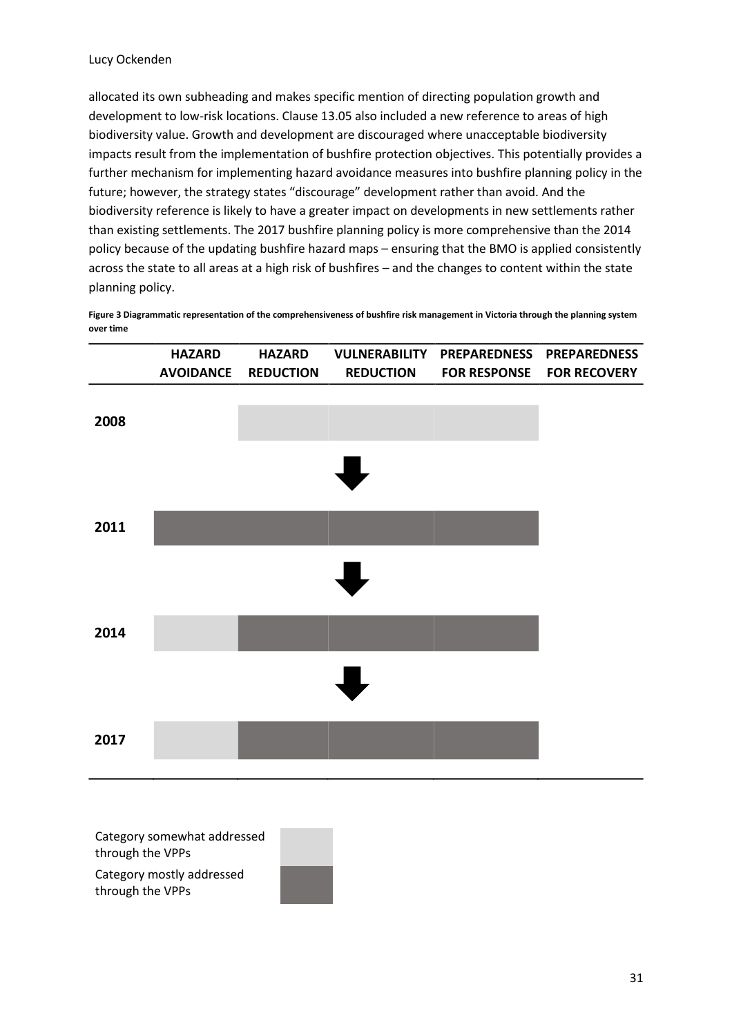allocated its own subheading and makes specific mention of directing population growth and development to low-risk locations. Clause 13.05 also included a new reference to areas of high biodiversity value. Growth and development are discouraged where unacceptable biodiversity impacts result from the implementation of bushfire protection objectives. This potentially provides a further mechanism for implementing hazard avoidance measures into bushfire planning policy in the future; however, the strategy states "discourage" development rather than avoid. And the biodiversity reference is likely to have a greater impact on developments in new settlements rather than existing settlements. The 2017 bushfire planning policy is more comprehensive than the 2014 policy because of the updating bushfire hazard maps – ensuring that the BMO is applied consistently across the state to all areas at a high risk of bushfires – and the changes to content within the state planning policy.

**Figure 3 Diagrammatic representation of the comprehensiveness of bushfire risk management in Victoria through the planning system over time**

| | HAZARD AVOIDANCE | HAZARD REDUCTION | VULNERABILITY REDUCTION | PREPAREDNESS FOR RESPONSE | PREPAREDNESS FOR RECOVERY |
|---|---|---|---|---|---|
| 2008 | | Somewhat | Somewhat | Somewhat | |
| 2011 | Mostly | Mostly | Mostly | Mostly | |
| 2014 | Somewhat | Mostly | Mostly | Mostly | |
| 2017 | Somewhat | Mostly | Mostly | Mostly | |

Category somewhat addressed through the VPPs

Category mostly addressed through the VPPs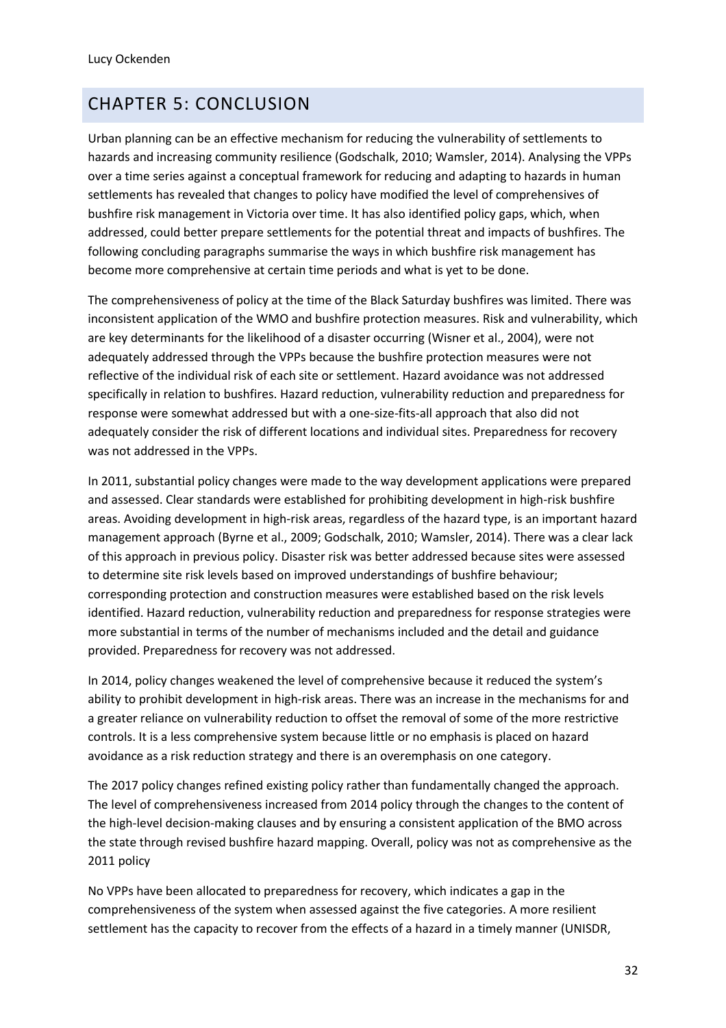# CHAPTER 5: CONCLUSION

Urban planning can be an effective mechanism for reducing the vulnerability of settlements to hazards and increasing community resilience (Godschalk, 2010; Wamsler, 2014). Analysing the VPPs over a time series against a conceptual framework for reducing and adapting to hazards in human settlements has revealed that changes to policy have modified the level of comprehensives of bushfire risk management in Victoria over time. It has also identified policy gaps, which, when addressed, could better prepare settlements for the potential threat and impacts of bushfires. The following concluding paragraphs summarise the ways in which bushfire risk management has become more comprehensive at certain time periods and what is yet to be done.

The comprehensiveness of policy at the time of the Black Saturday bushfires was limited. There was inconsistent application of the WMO and bushfire protection measures. Risk and vulnerability, which are key determinants for the likelihood of a disaster occurring (Wisner et al., 2004), were not adequately addressed through the VPPs because the bushfire protection measures were not reflective of the individual risk of each site or settlement. Hazard avoidance was not addressed specifically in relation to bushfires. Hazard reduction, vulnerability reduction and preparedness for response were somewhat addressed but with a one-size-fits-all approach that also did not adequately consider the risk of different locations and individual sites. Preparedness for recovery was not addressed in the VPPs.

In 2011, substantial policy changes were made to the way development applications were prepared and assessed. Clear standards were established for prohibiting development in high-risk bushfire areas. Avoiding development in high-risk areas, regardless of the hazard type, is an important hazard management approach (Byrne et al., 2009; Godschalk, 2010; Wamsler, 2014). There was a clear lack of this approach in previous policy. Disaster risk was better addressed because sites were assessed to determine site risk levels based on improved understandings of bushfire behaviour; corresponding protection and construction measures were established based on the risk levels identified. Hazard reduction, vulnerability reduction and preparedness for response strategies were more substantial in terms of the number of mechanisms included and the detail and guidance provided. Preparedness for recovery was not addressed.

In 2014, policy changes weakened the level of comprehensive because it reduced the system's ability to prohibit development in high-risk areas. There was an increase in the mechanisms for and a greater reliance on vulnerability reduction to offset the removal of some of the more restrictive controls. It is a less comprehensive system because little or no emphasis is placed on hazard avoidance as a risk reduction strategy and there is an overemphasis on one category.

The 2017 policy changes refined existing policy rather than fundamentally changed the approach. The level of comprehensiveness increased from 2014 policy through the changes to the content of the high-level decision-making clauses and by ensuring a consistent application of the BMO across the state through revised bushfire hazard mapping. Overall, policy was not as comprehensive as the 2011 policy

No VPPs have been allocated to preparedness for recovery, which indicates a gap in the comprehensiveness of the system when assessed against the five categories. A more resilient settlement has the capacity to recover from the effects of a hazard in a timely manner (UNISDR,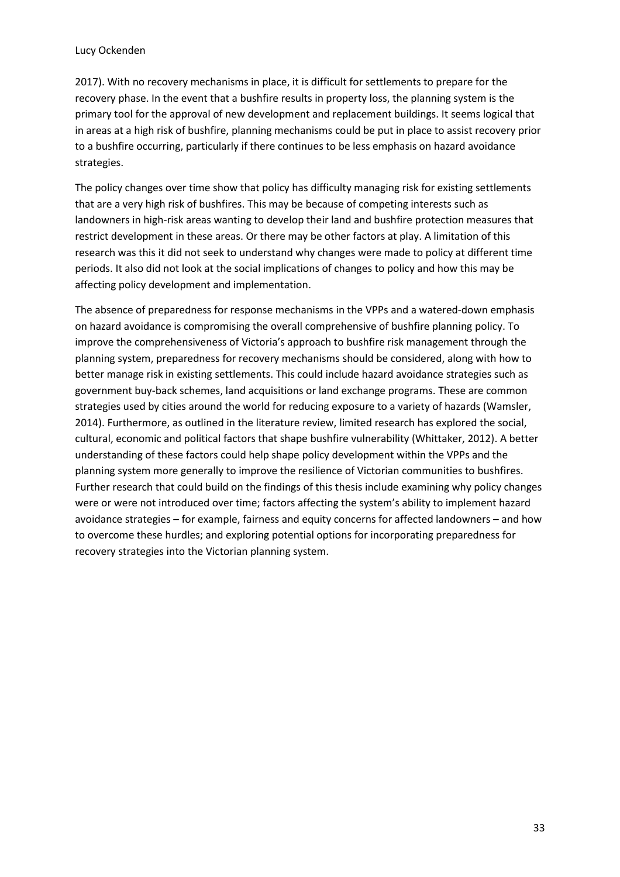2017). With no recovery mechanisms in place, it is difficult for settlements to prepare for the recovery phase. In the event that a bushfire results in property loss, the planning system is the primary tool for the approval of new development and replacement buildings. It seems logical that in areas at a high risk of bushfire, planning mechanisms could be put in place to assist recovery prior to a bushfire occurring, particularly if there continues to be less emphasis on hazard avoidance strategies.

The policy changes over time show that policy has difficulty managing risk for existing settlements that are a very high risk of bushfires. This may be because of competing interests such as landowners in high-risk areas wanting to develop their land and bushfire protection measures that restrict development in these areas. Or there may be other factors at play. A limitation of this research was this it did not seek to understand why changes were made to policy at different time periods. It also did not look at the social implications of changes to policy and how this may be affecting policy development and implementation.

The absence of preparedness for response mechanisms in the VPPs and a watered-down emphasis on hazard avoidance is compromising the overall comprehensive of bushfire planning policy. To improve the comprehensiveness of Victoria's approach to bushfire risk management through the planning system, preparedness for recovery mechanisms should be considered, along with how to better manage risk in existing settlements. This could include hazard avoidance strategies such as government buy-back schemes, land acquisitions or land exchange programs. These are common strategies used by cities around the world for reducing exposure to a variety of hazards (Wamsler, 2014). Furthermore, as outlined in the literature review, limited research has explored the social, cultural, economic and political factors that shape bushfire vulnerability (Whittaker, 2012). A better understanding of these factors could help shape policy development within the VPPs and the planning system more generally to improve the resilience of Victorian communities to bushfires. Further research that could build on the findings of this thesis include examining why policy changes were or were not introduced over time; factors affecting the system's ability to implement hazard avoidance strategies – for example, fairness and equity concerns for affected landowners – and how to overcome these hurdles; and exploring potential options for incorporating preparedness for recovery strategies into the Victorian planning system.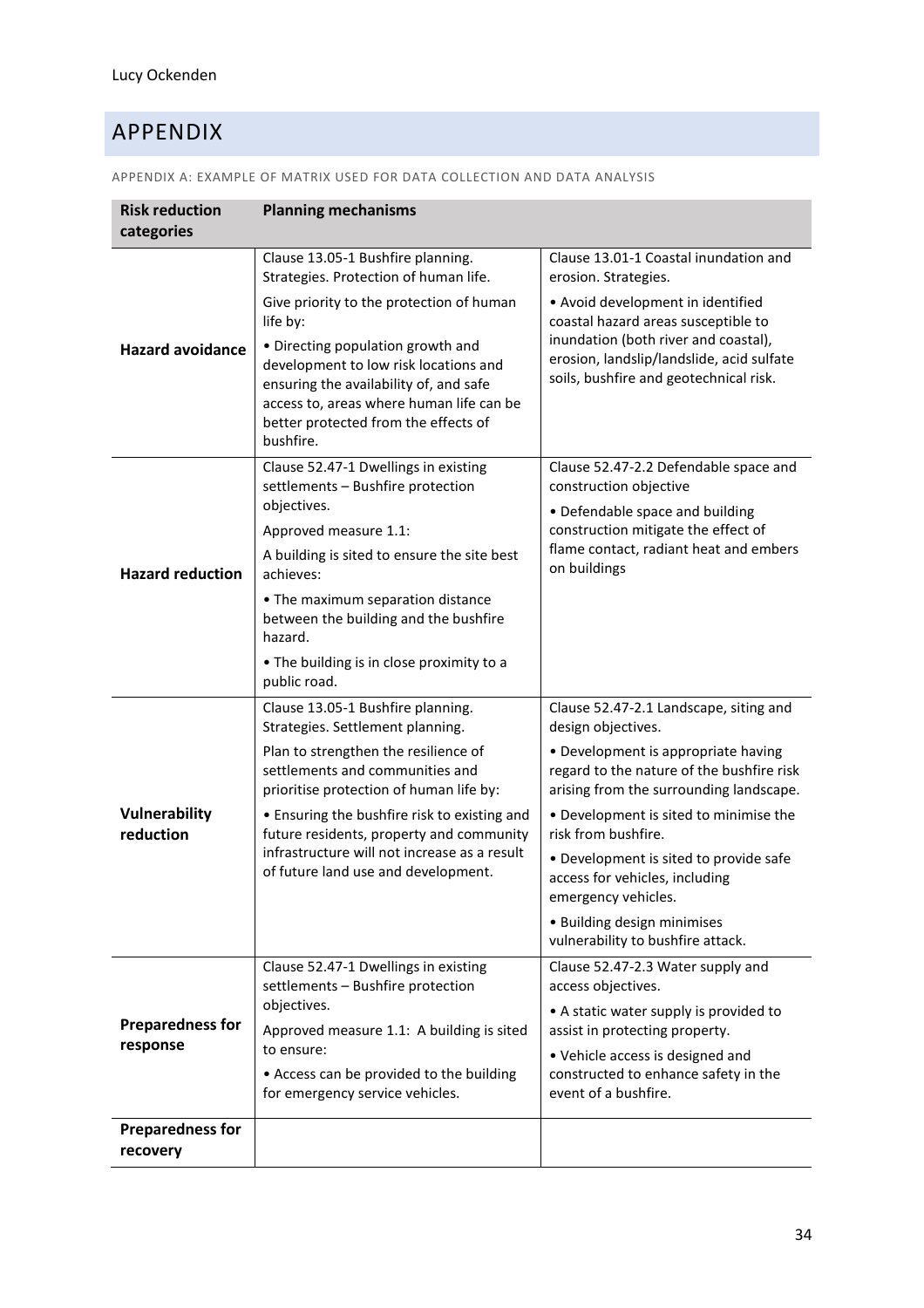# APPENDIX

APPENDIX A: EXAMPLE OF MATRIX USED FOR DATA COLLECTION AND DATA ANALYSIS

| Risk reduction categories | Planning mechanisms | |
|---|---|---|
| **Hazard avoidance** | Clause 13.05-1 Bushfire planning. Strategies. Protection of human life.<br><br>Give priority to the protection of human life by:<br><br>• Directing population growth and development to low risk locations and ensuring the availability of, and safe access to, areas where human life can be better protected from the effects of bushfire. | Clause 13.01-1 Coastal inundation and erosion. Strategies.<br><br>• Avoid development in identified coastal hazard areas susceptible to inundation (both river and coastal), erosion, landslip/landslide, acid sulfate soils, bushfire and geotechnical risk. |
| **Hazard reduction** | Clause 52.47-1 Dwellings in existing settlements – Bushfire protection objectives.<br><br>Approved measure 1.1:<br><br>A building is sited to ensure the site best achieves:<br><br>• The maximum separation distance between the building and the bushfire hazard.<br><br>• The building is in close proximity to a public road. | Clause 52.47-2.2 Defendable space and construction objective<br><br>• Defendable space and building construction mitigate the effect of flame contact, radiant heat and embers on buildings |
| **Vulnerability reduction** | Clause 13.05-1 Bushfire planning. Strategies. Settlement planning.<br><br>Plan to strengthen the resilience of settlements and communities and prioritise protection of human life by:<br><br>• Ensuring the bushfire risk to existing and future residents, property and community infrastructure will not increase as a result of future land use and development. | Clause 52.47-2.1 Landscape, siting and design objectives.<br><br>• Development is appropriate having regard to the nature of the bushfire risk arising from the surrounding landscape.<br><br>• Development is sited to minimise the risk from bushfire.<br><br>• Development is sited to provide safe access for vehicles, including emergency vehicles.<br><br>• Building design minimises vulnerability to bushfire attack. |
| **Preparedness for response** | Clause 52.47-1 Dwellings in existing settlements – Bushfire protection objectives.<br><br>Approved measure 1.1: A building is sited to ensure:<br><br>• Access can be provided to the building for emergency service vehicles. | Clause 52.47-2.3 Water supply and access objectives.<br><br>• A static water supply is provided to assist in protecting property.<br><br>• Vehicle access is designed and constructed to enhance safety in the event of a bushfire. |
| **Preparedness for recovery** | | |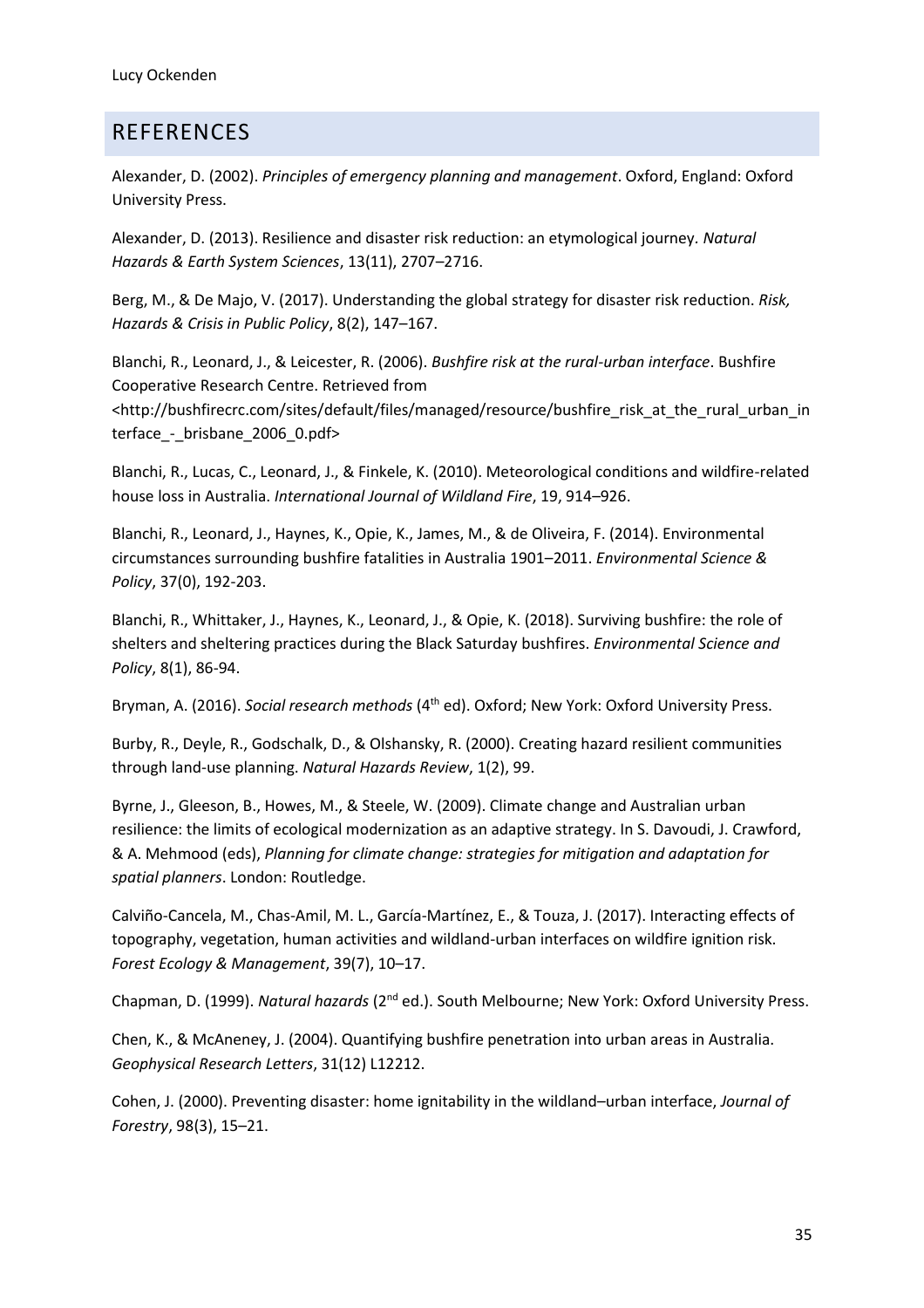## REFERENCES

Alexander, D. (2002). *Principles of emergency planning and management*. Oxford, England: Oxford University Press.

Alexander, D. (2013). Resilience and disaster risk reduction: an etymological journey. *Natural Hazards & Earth System Sciences*, 13(11), 2707–2716.

Berg, M., & De Majo, V. (2017). Understanding the global strategy for disaster risk reduction. *Risk, Hazards & Crisis in Public Policy*, 8(2), 147–167.

Blanchi, R., Leonard, J., & Leicester, R. (2006). *Bushfire risk at the rural-urban interface*. Bushfire Cooperative Research Centre. Retrieved from <http://bushfirecrc.com/sites/default/files/managed/resource/bushfire_risk_at_the_rural_urban_interface_-_brisbane_2006_0.pdf>

Blanchi, R., Lucas, C., Leonard, J., & Finkele, K. (2010). Meteorological conditions and wildfire-related house loss in Australia. *International Journal of Wildland Fire*, 19, 914–926.

Blanchi, R., Leonard, J., Haynes, K., Opie, K., James, M., & de Oliveira, F. (2014). Environmental circumstances surrounding bushfire fatalities in Australia 1901–2011. *Environmental Science & Policy*, 37(0), 192-203.

Blanchi, R., Whittaker, J., Haynes, K., Leonard, J., & Opie, K. (2018). Surviving bushfire: the role of shelters and sheltering practices during the Black Saturday bushfires. *Environmental Science and Policy*, 8(1), 86-94.

Bryman, A. (2016). *Social research methods* (4th ed). Oxford; New York: Oxford University Press.

Burby, R., Deyle, R., Godschalk, D., & Olshansky, R. (2000). Creating hazard resilient communities through land-use planning. *Natural Hazards Review*, 1(2), 99.

Byrne, J., Gleeson, B., Howes, M., & Steele, W. (2009). Climate change and Australian urban resilience: the limits of ecological modernization as an adaptive strategy. In S. Davoudi, J. Crawford, & A. Mehmood (eds), *Planning for climate change: strategies for mitigation and adaptation for spatial planners*. London: Routledge.

Calviño-Cancela, M., Chas-Amil, M. L., García-Martínez, E., & Touza, J. (2017). Interacting effects of topography, vegetation, human activities and wildland-urban interfaces on wildfire ignition risk. *Forest Ecology & Management*, 39(7), 10–17.

Chapman, D. (1999). *Natural hazards* (2nd ed.). South Melbourne; New York: Oxford University Press.

Chen, K., & McAneney, J. (2004). Quantifying bushfire penetration into urban areas in Australia. *Geophysical Research Letters*, 31(12) L12212.

Cohen, J. (2000). Preventing disaster: home ignitability in the wildland–urban interface, *Journal of Forestry*, 98(3), 15–21.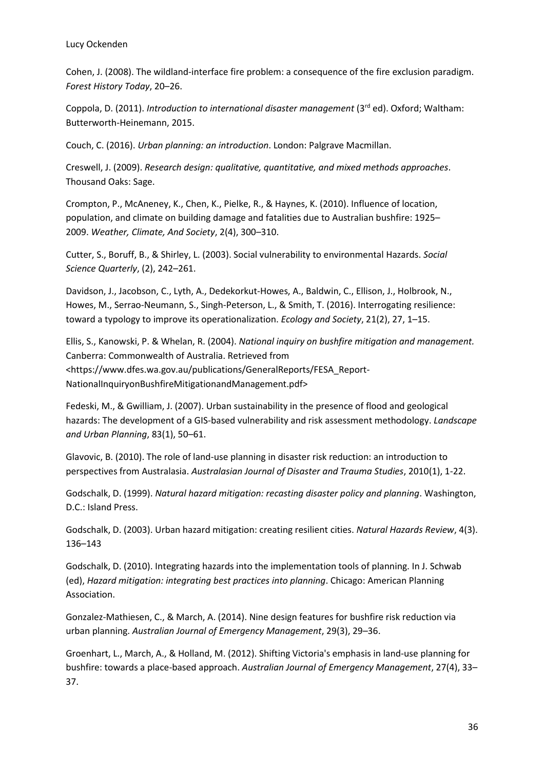Cohen, J. (2008). The wildland-interface fire problem: a consequence of the fire exclusion paradigm. *Forest History Today*, 20–26.

Coppola, D. (2011). *Introduction to international disaster management* (3rd ed). Oxford; Waltham: Butterworth-Heinemann, 2015.

Couch, C. (2016). *Urban planning: an introduction*. London: Palgrave Macmillan.

Creswell, J. (2009). *Research design: qualitative, quantitative, and mixed methods approaches*. Thousand Oaks: Sage.

Crompton, P., McAneney, K., Chen, K., Pielke, R., & Haynes, K. (2010). Influence of location, population, and climate on building damage and fatalities due to Australian bushfire: 1925–2009. *Weather, Climate, And Society*, 2(4), 300–310.

Cutter, S., Boruff, B., & Shirley, L. (2003). Social vulnerability to environmental Hazards. *Social Science Quarterly*, (2), 242–261.

Davidson, J., Jacobson, C., Lyth, A., Dedekorkut-Howes, A., Baldwin, C., Ellison, J., Holbrook, N., Howes, M., Serrao-Neumann, S., Singh-Peterson, L., & Smith, T. (2016). Interrogating resilience: toward a typology to improve its operationalization. *Ecology and Society*, 21(2), 27, 1–15.

Ellis, S., Kanowski, P. & Whelan, R. (2004). *National inquiry on bushfire mitigation and management.* Canberra: Commonwealth of Australia. Retrieved from <https://www.dfes.wa.gov.au/publications/GeneralReports/FESA_Report-NationalInquiryonBushfireMitigationandManagement.pdf>

Fedeski, M., & Gwilliam, J. (2007). Urban sustainability in the presence of flood and geological hazards: The development of a GIS-based vulnerability and risk assessment methodology. *Landscape and Urban Planning*, 83(1), 50–61.

Glavovic, B. (2010). The role of land-use planning in disaster risk reduction: an introduction to perspectives from Australasia. *Australasian Journal of Disaster and Trauma Studies*, 2010(1), 1-22.

Godschalk, D. (1999). *Natural hazard mitigation: recasting disaster policy and planning*. Washington, D.C.: Island Press.

Godschalk, D. (2003). Urban hazard mitigation: creating resilient cities. *Natural Hazards Review*, 4(3). 136–143

Godschalk, D. (2010). Integrating hazards into the implementation tools of planning. In J. Schwab (ed), *Hazard mitigation: integrating best practices into planning*. Chicago: American Planning Association.

Gonzalez-Mathiesen, C., & March, A. (2014). Nine design features for bushfire risk reduction via urban planning. *Australian Journal of Emergency Management*, 29(3), 29–36.

Groenhart, L., March, A., & Holland, M. (2012). Shifting Victoria's emphasis in land-use planning for bushfire: towards a place-based approach. *Australian Journal of Emergency Management*, 27(4), 33–37.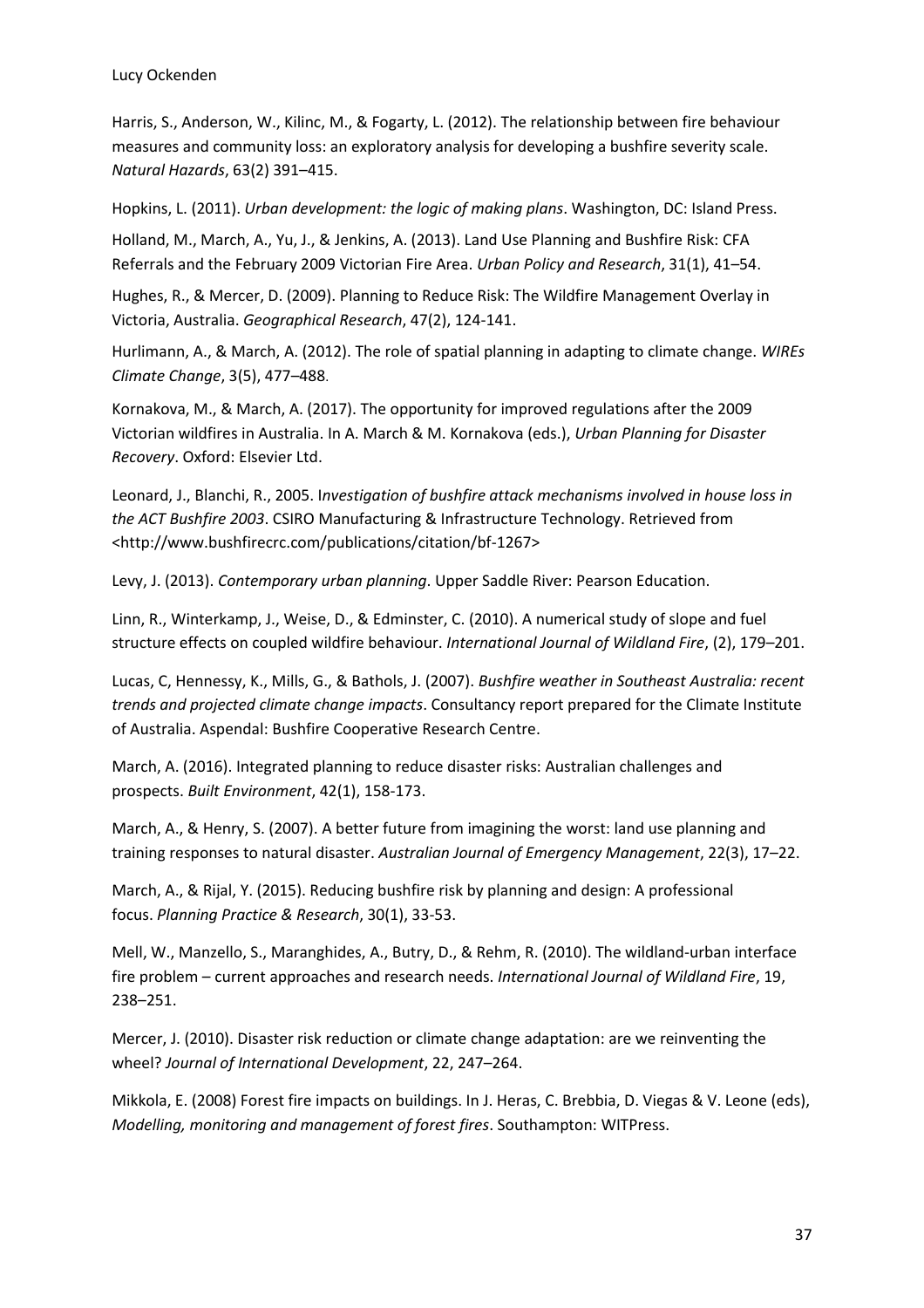Harris, S., Anderson, W., Kilinc, M., & Fogarty, L. (2012). The relationship between fire behaviour measures and community loss: an exploratory analysis for developing a bushfire severity scale. *Natural Hazards*, 63(2) 391–415.

Hopkins, L. (2011). *Urban development: the logic of making plans*. Washington, DC: Island Press.

Holland, M., March, A., Yu, J., & Jenkins, A. (2013). Land Use Planning and Bushfire Risk: CFA Referrals and the February 2009 Victorian Fire Area. *Urban Policy and Research*, 31(1), 41–54.

Hughes, R., & Mercer, D. (2009). Planning to Reduce Risk: The Wildfire Management Overlay in Victoria, Australia. *Geographical Research*, 47(2), 124-141.

Hurlimann, A., & March, A. (2012). The role of spatial planning in adapting to climate change. *WIREs Climate Change*, 3(5), 477–488.

Kornakova, M., & March, A. (2017). The opportunity for improved regulations after the 2009 Victorian wildfires in Australia. In A. March & M. Kornakova (eds.), *Urban Planning for Disaster Recovery*. Oxford: Elsevier Ltd.

Leonard, J., Blanchi, R., 2005. I*nvestigation of bushfire attack mechanisms involved in house loss in the ACT Bushfire 2003*. CSIRO Manufacturing & Infrastructure Technology. Retrieved from <http://www.bushfirecrc.com/publications/citation/bf-1267>

Levy, J. (2013). *Contemporary urban planning*. Upper Saddle River: Pearson Education.

Linn, R., Winterkamp, J., Weise, D., & Edminster, C. (2010). A numerical study of slope and fuel structure effects on coupled wildfire behaviour. *International Journal of Wildland Fire*, (2), 179–201.

Lucas, C, Hennessy, K., Mills, G., & Bathols, J. (2007). *Bushfire weather in Southeast Australia: recent trends and projected climate change impacts*. Consultancy report prepared for the Climate Institute of Australia. Aspendal: Bushfire Cooperative Research Centre.

March, A. (2016). Integrated planning to reduce disaster risks: Australian challenges and prospects. *Built Environment*, 42(1), 158-173.

March, A., & Henry, S. (2007). A better future from imagining the worst: land use planning and training responses to natural disaster. *Australian Journal of Emergency Management*, 22(3), 17–22.

March, A., & Rijal, Y. (2015). Reducing bushfire risk by planning and design: A professional focus. *Planning Practice & Research*, 30(1), 33-53.

Mell, W., Manzello, S., Maranghides, A., Butry, D., & Rehm, R. (2010). The wildland-urban interface fire problem – current approaches and research needs. *International Journal of Wildland Fire*, 19, 238–251.

Mercer, J. (2010). Disaster risk reduction or climate change adaptation: are we reinventing the wheel? *Journal of International Development*, 22, 247–264.

Mikkola, E. (2008) Forest fire impacts on buildings. In J. Heras, C. Brebbia, D. Viegas & V. Leone (eds), *Modelling, monitoring and management of forest fires*. Southampton: WITPress.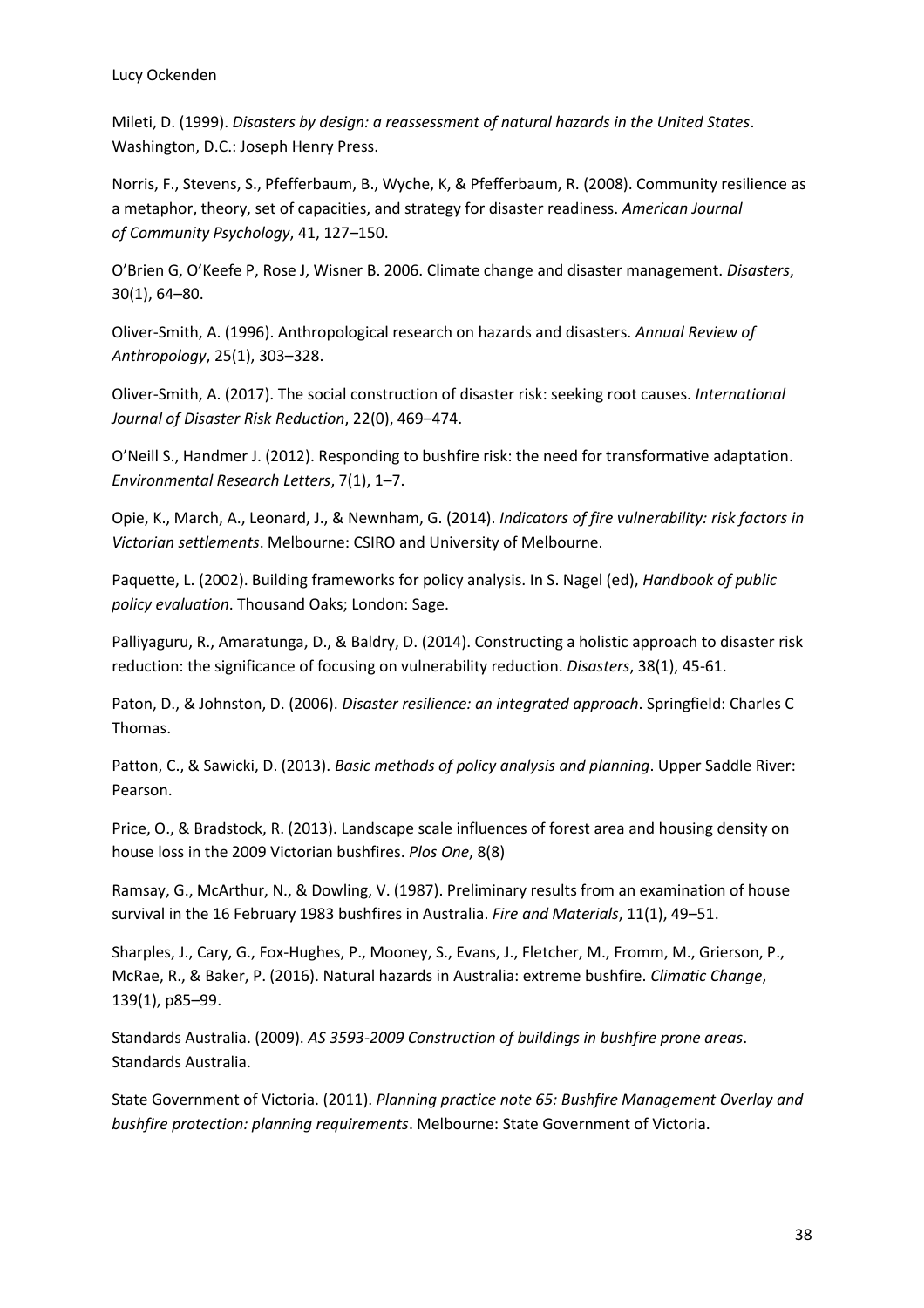Mileti, D. (1999). *Disasters by design: a reassessment of natural hazards in the United States*. Washington, D.C.: Joseph Henry Press.

Norris, F., Stevens, S., Pfefferbaum, B., Wyche, K, & Pfefferbaum, R. (2008). Community resilience as a metaphor, theory, set of capacities, and strategy for disaster readiness. *American Journal of Community Psychology*, 41, 127–150.

O'Brien G, O'Keefe P, Rose J, Wisner B. 2006. Climate change and disaster management. *Disasters*, 30(1), 64–80.

Oliver-Smith, A. (1996). Anthropological research on hazards and disasters. *Annual Review of Anthropology*, 25(1), 303–328.

Oliver-Smith, A. (2017). The social construction of disaster risk: seeking root causes. *International Journal of Disaster Risk Reduction*, 22(0), 469–474.

O'Neill S., Handmer J. (2012). Responding to bushfire risk: the need for transformative adaptation. *Environmental Research Letters*, 7(1), 1–7.

Opie, K., March, A., Leonard, J., & Newnham, G. (2014). *Indicators of fire vulnerability: risk factors in Victorian settlements*. Melbourne: CSIRO and University of Melbourne.

Paquette, L. (2002). Building frameworks for policy analysis. In S. Nagel (ed), *Handbook of public policy evaluation*. Thousand Oaks; London: Sage.

Palliyaguru, R., Amaratunga, D., & Baldry, D. (2014). Constructing a holistic approach to disaster risk reduction: the significance of focusing on vulnerability reduction. *Disasters*, 38(1), 45-61.

Paton, D., & Johnston, D. (2006). *Disaster resilience: an integrated approach*. Springfield: Charles C Thomas.

Patton, C., & Sawicki, D. (2013). *Basic methods of policy analysis and planning*. Upper Saddle River: Pearson.

Price, O., & Bradstock, R. (2013). Landscape scale influences of forest area and housing density on house loss in the 2009 Victorian bushfires. *Plos One*, 8(8)

Ramsay, G., McArthur, N., & Dowling, V. (1987). Preliminary results from an examination of house survival in the 16 February 1983 bushfires in Australia. *Fire and Materials*, 11(1), 49–51.

Sharples, J., Cary, G., Fox-Hughes, P., Mooney, S., Evans, J., Fletcher, M., Fromm, M., Grierson, P., McRae, R., & Baker, P. (2016). Natural hazards in Australia: extreme bushfire. *Climatic Change*, 139(1), p85–99.

Standards Australia. (2009). *AS 3593-2009 Construction of buildings in bushfire prone areas*. Standards Australia.

State Government of Victoria. (2011). *Planning practice note 65: Bushfire Management Overlay and bushfire protection: planning requirements*. Melbourne: State Government of Victoria.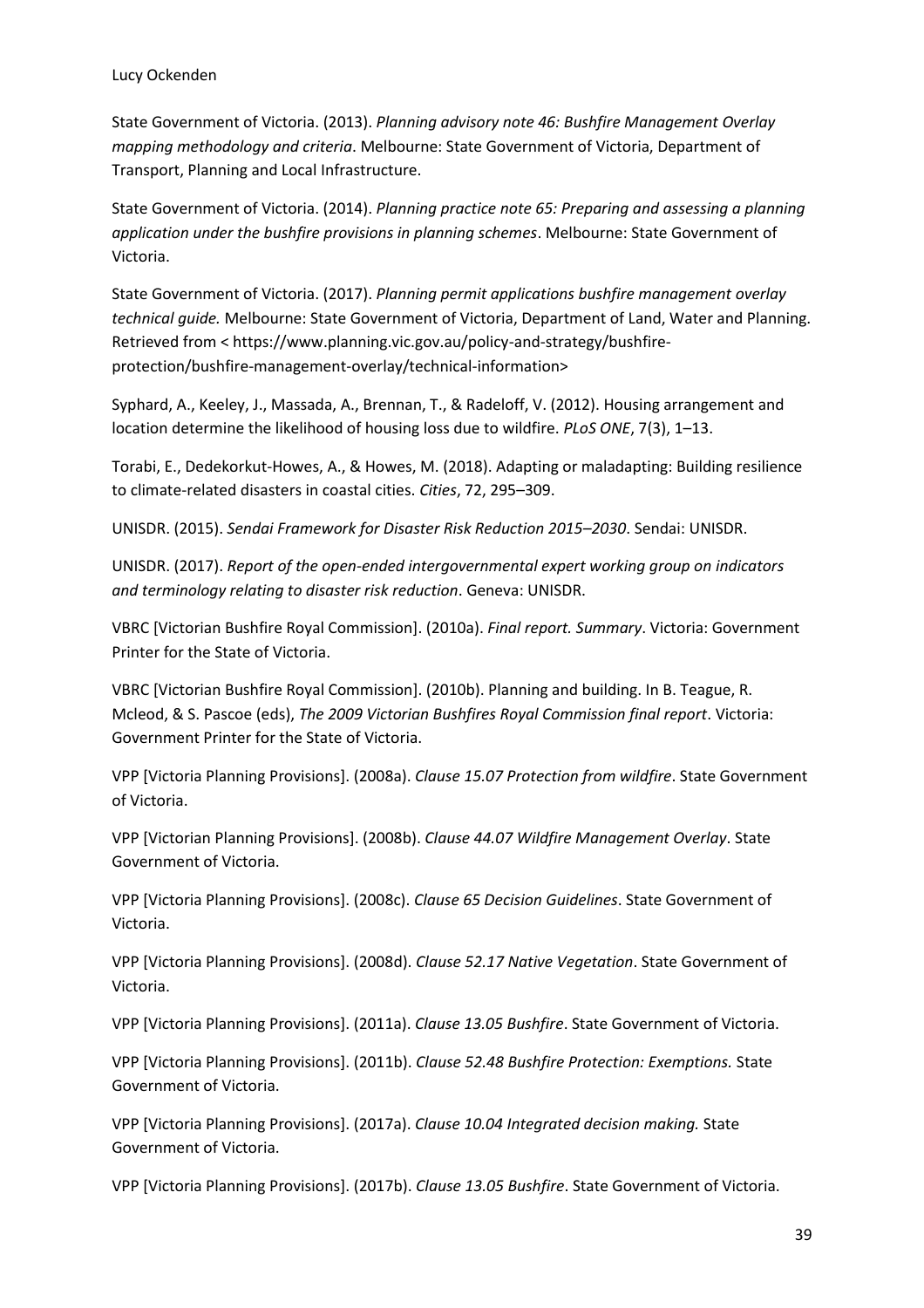State Government of Victoria. (2013). *Planning advisory note 46: Bushfire Management Overlay mapping methodology and criteria*. Melbourne: State Government of Victoria, Department of Transport, Planning and Local Infrastructure.

State Government of Victoria. (2014). *Planning practice note 65: Preparing and assessing a planning application under the bushfire provisions in planning schemes*. Melbourne: State Government of Victoria.

State Government of Victoria. (2017). *Planning permit applications bushfire management overlay technical guide.* Melbourne: State Government of Victoria, Department of Land, Water and Planning. Retrieved from < https://www.planning.vic.gov.au/policy-and-strategy/bushfire-protection/bushfire-management-overlay/technical-information>

Syphard, A., Keeley, J., Massada, A., Brennan, T., & Radeloff, V. (2012). Housing arrangement and location determine the likelihood of housing loss due to wildfire. *PLoS ONE*, 7(3), 1–13.

Torabi, E., Dedekorkut-Howes, A., & Howes, M. (2018). Adapting or maladapting: Building resilience to climate-related disasters in coastal cities. *Cities*, 72, 295–309.

UNISDR. (2015). *Sendai Framework for Disaster Risk Reduction 2015–2030*. Sendai: UNISDR.

UNISDR. (2017). *Report of the open-ended intergovernmental expert working group on indicators and terminology relating to disaster risk reduction*. Geneva: UNISDR.

VBRC [Victorian Bushfire Royal Commission]. (2010a). *Final report. Summary*. Victoria: Government Printer for the State of Victoria.

VBRC [Victorian Bushfire Royal Commission]. (2010b). Planning and building. In B. Teague, R. Mcleod, & S. Pascoe (eds), *The 2009 Victorian Bushfires Royal Commission final report*. Victoria: Government Printer for the State of Victoria.

VPP [Victoria Planning Provisions]. (2008a). *Clause 15.07 Protection from wildfire*. State Government of Victoria.

VPP [Victorian Planning Provisions]. (2008b). *Clause 44.07 Wildfire Management Overlay*. State Government of Victoria.

VPP [Victoria Planning Provisions]. (2008c). *Clause 65 Decision Guidelines*. State Government of Victoria.

VPP [Victoria Planning Provisions]. (2008d). *Clause 52.17 Native Vegetation*. State Government of Victoria.

VPP [Victoria Planning Provisions]. (2011a). *Clause 13.05 Bushfire*. State Government of Victoria.

VPP [Victoria Planning Provisions]. (2011b). *Clause 52.48 Bushfire Protection: Exemptions.* State Government of Victoria.

VPP [Victoria Planning Provisions]. (2017a). *Clause 10.04 Integrated decision making.* State Government of Victoria.

VPP [Victoria Planning Provisions]. (2017b). *Clause 13.05 Bushfire*. State Government of Victoria.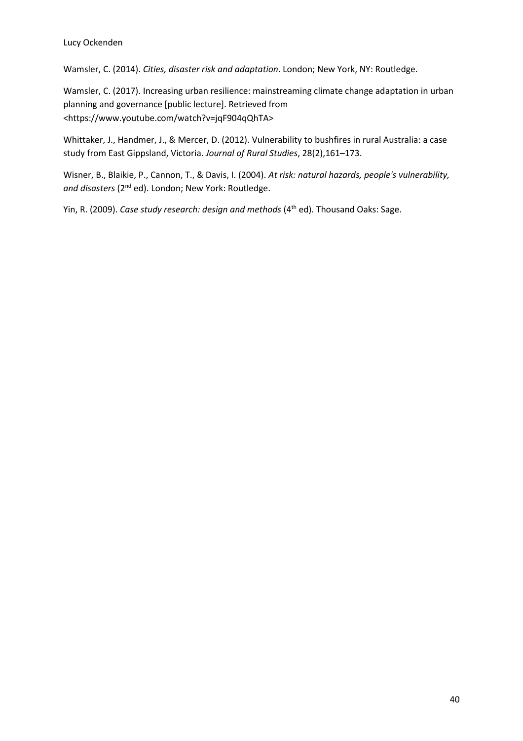Wamsler, C. (2014). *Cities, disaster risk and adaptation*. London; New York, NY: Routledge.

Wamsler, C. (2017). Increasing urban resilience: mainstreaming climate change adaptation in urban planning and governance [public lecture]. Retrieved from <https://www.youtube.com/watch?v=jqF904qQhTA>

Whittaker, J., Handmer, J., & Mercer, D. (2012). Vulnerability to bushfires in rural Australia: a case study from East Gippsland, Victoria. *Journal of Rural Studies*, 28(2),161–173.

Wisner, B., Blaikie, P., Cannon, T., & Davis, I. (2004). *At risk: natural hazards, people's vulnerability, and disasters* (2nd ed). London; New York: Routledge.

Yin, R. (2009). *Case study research: design and methods* (4th ed). Thousand Oaks: Sage.